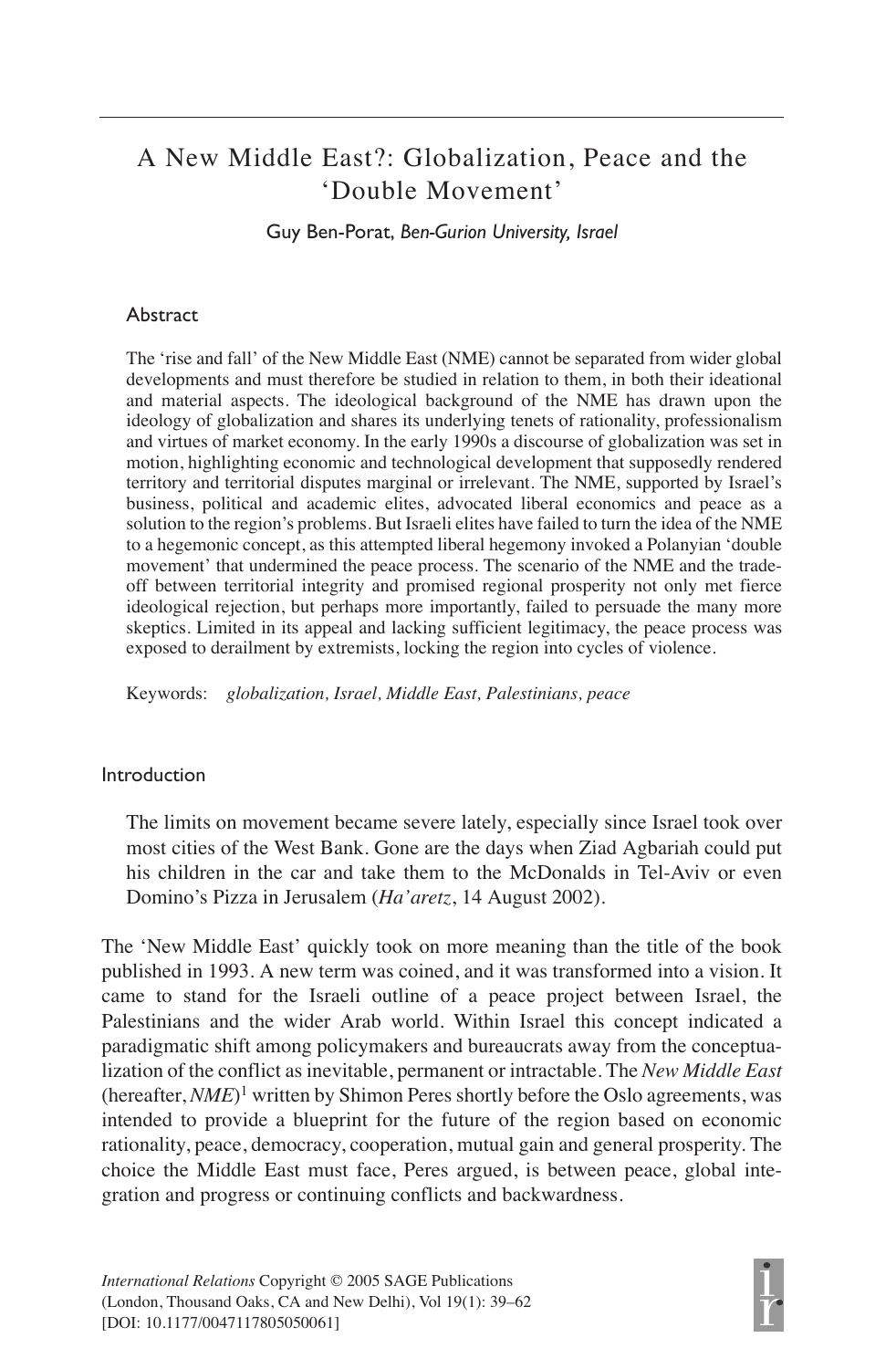# A New Middle East?: Globalization, Peace and the 'Double Movement'

Guy Ben-Porat, *Ben-Gurion University, Israel*

## Abstract

The 'rise and fall' of the New Middle East (NME) cannot be separated from wider global developments and must therefore be studied in relation to them, in both their ideational and material aspects. The ideological background of the NME has drawn upon the ideology of globalization and shares its underlying tenets of rationality, professionalism and virtues of market economy. In the early 1990s a discourse of globalization was set in motion, highlighting economic and technological development that supposedly rendered territory and territorial disputes marginal or irrelevant. The NME, supported by Israel's business, political and academic elites, advocated liberal economics and peace as a solution to the region's problems. But Israeli elites have failed to turn the idea of the NME to a hegemonic concept, as this attempted liberal hegemony invoked a Polanyian 'double movement' that undermined the peace process. The scenario of the NME and the trade-off between territorial integrity and promised regional prosperity not only met fierce ideological rejection, but perhaps more importantly, failed to persuade the many more skeptics. Limited in its appeal and lacking sufficient legitimacy, the peace process was exposed to derailment by extremists, locking the region into cycles of violence.

Keywords: *globalization, Israel, Middle East, Palestinians, peace*

## Introduction

> The limits on movement became severe lately, especially since Israel took over most cities of the West Bank. Gone are the days when Ziad Agbariah could put his children in the car and take them to the McDonalds in Tel-Aviv or even Domino's Pizza in Jerusalem (*Ha'aretz*, 14 August 2002).

The 'New Middle East' quickly took on more meaning than the title of the book published in 1993. A new term was coined, and it was transformed into a vision. It came to stand for the Israeli outline of a peace project between Israel, the Palestinians and the wider Arab world. Within Israel this concept indicated a paradigmatic shift among policymakers and bureaucrats away from the conceptualization of the conflict as inevitable, permanent or intractable. The *New Middle East* (hereafter, *NME*)[1] written by Shimon Peres shortly before the Oslo agreements, was intended to provide a blueprint for the future of the region based on economic rationality, peace, democracy, cooperation, mutual gain and general prosperity. The choice the Middle East must face, Peres argued, is between peace, global integration and progress or continuing conflicts and backwardness.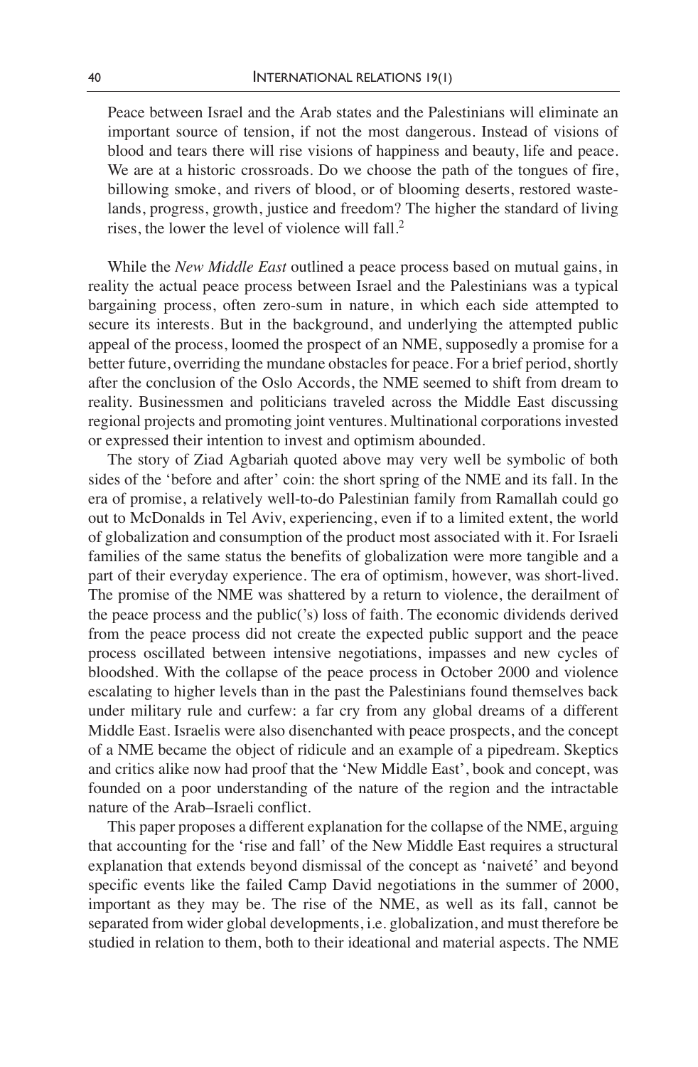> Peace between Israel and the Arab states and the Palestinians will eliminate an important source of tension, if not the most dangerous. Instead of visions of blood and tears there will rise visions of happiness and beauty, life and peace. We are at a historic crossroads. Do we choose the path of the tongues of fire, billowing smoke, and rivers of blood, or of blooming deserts, restored wastelands, progress, growth, justice and freedom? The higher the standard of living rises, the lower the level of violence will fall.[2]

While the *New Middle East* outlined a peace process based on mutual gains, in reality the actual peace process between Israel and the Palestinians was a typical bargaining process, often zero-sum in nature, in which each side attempted to secure its interests. But in the background, and underlying the attempted public appeal of the process, loomed the prospect of an NME, supposedly a promise for a better future, overriding the mundane obstacles for peace. For a brief period, shortly after the conclusion of the Oslo Accords, the NME seemed to shift from dream to reality. Businessmen and politicians traveled across the Middle East discussing regional projects and promoting joint ventures. Multinational corporations invested or expressed their intention to invest and optimism abounded.

The story of Ziad Agbariah quoted above may very well be symbolic of both sides of the 'before and after' coin: the short spring of the NME and its fall. In the era of promise, a relatively well-to-do Palestinian family from Ramallah could go out to McDonalds in Tel Aviv, experiencing, even if to a limited extent, the world of globalization and consumption of the product most associated with it. For Israeli families of the same status the benefits of globalization were more tangible and a part of their everyday experience. The era of optimism, however, was short-lived. The promise of the NME was shattered by a return to violence, the derailment of the peace process and the public('s) loss of faith. The economic dividends derived from the peace process did not create the expected public support and the peace process oscillated between intensive negotiations, impasses and new cycles of bloodshed. With the collapse of the peace process in October 2000 and violence escalating to higher levels than in the past the Palestinians found themselves back under military rule and curfew: a far cry from any global dreams of a different Middle East. Israelis were also disenchanted with peace prospects, and the concept of a NME became the object of ridicule and an example of a pipedream. Skeptics and critics alike now had proof that the 'New Middle East', book and concept, was founded on a poor understanding of the nature of the region and the intractable nature of the Arab–Israeli conflict.

This paper proposes a different explanation for the collapse of the NME, arguing that accounting for the 'rise and fall' of the New Middle East requires a structural explanation that extends beyond dismissal of the concept as 'naiveté' and beyond specific events like the failed Camp David negotiations in the summer of 2000, important as they may be. The rise of the NME, as well as its fall, cannot be separated from wider global developments, i.e. globalization, and must therefore be studied in relation to them, both to their ideational and material aspects. The NME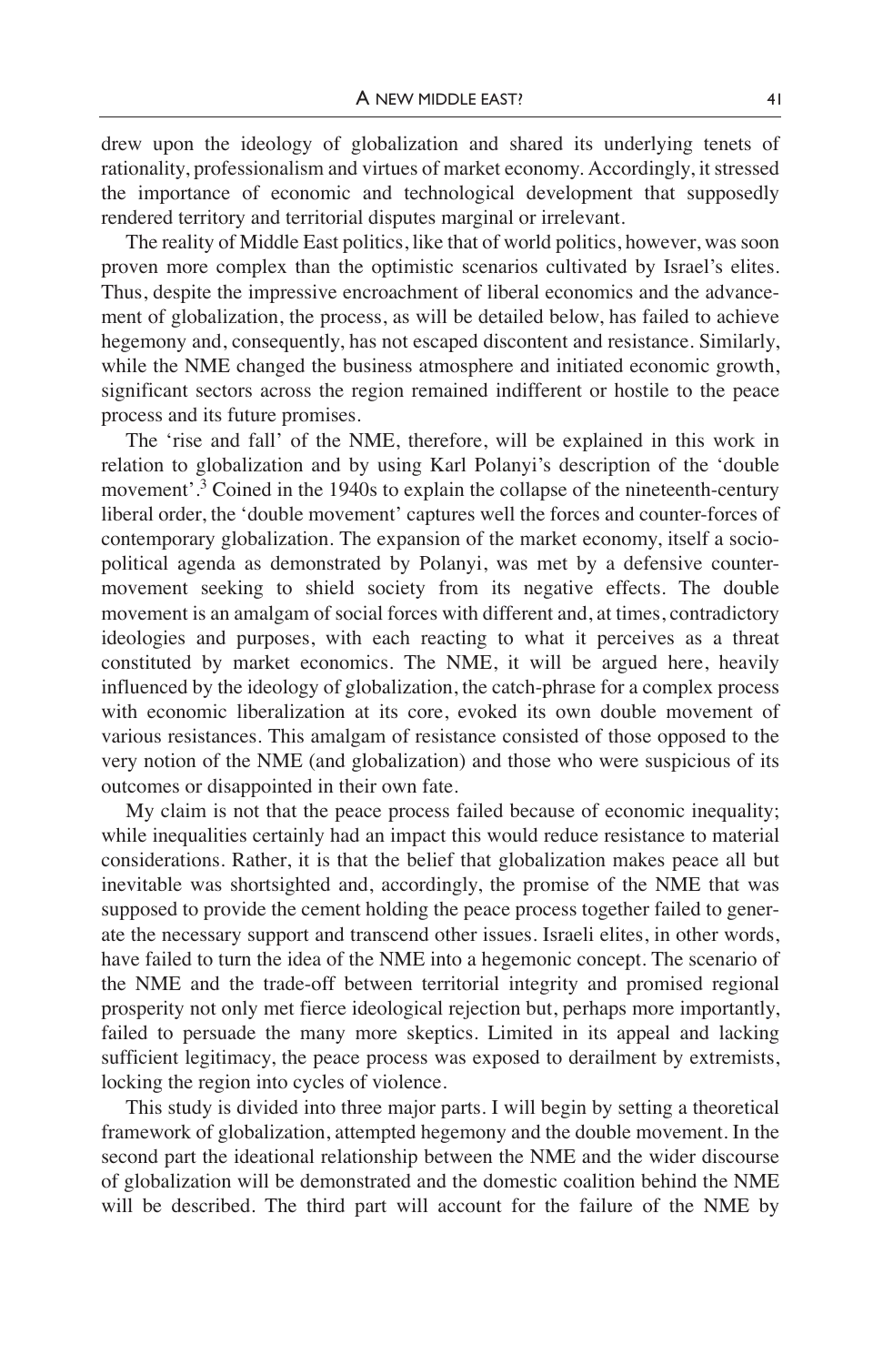drew upon the ideology of globalization and shared its underlying tenets of rationality, professionalism and virtues of market economy. Accordingly, it stressed the importance of economic and technological development that supposedly rendered territory and territorial disputes marginal or irrelevant.

The reality of Middle East politics, like that of world politics, however, was soon proven more complex than the optimistic scenarios cultivated by Israel's elites. Thus, despite the impressive encroachment of liberal economics and the advancement of globalization, the process, as will be detailed below, has failed to achieve hegemony and, consequently, has not escaped discontent and resistance. Similarly, while the NME changed the business atmosphere and initiated economic growth, significant sectors across the region remained indifferent or hostile to the peace process and its future promises.

The 'rise and fall' of the NME, therefore, will be explained in this work in relation to globalization and by using Karl Polanyi's description of the 'double movement'.[3] Coined in the 1940s to explain the collapse of the nineteenth-century liberal order, the 'double movement' captures well the forces and counter-forces of contemporary globalization. The expansion of the market economy, itself a socio-political agenda as demonstrated by Polanyi, was met by a defensive counter-movement seeking to shield society from its negative effects. The double movement is an amalgam of social forces with different and, at times, contradictory ideologies and purposes, with each reacting to what it perceives as a threat constituted by market economics. The NME, it will be argued here, heavily influenced by the ideology of globalization, the catch-phrase for a complex process with economic liberalization at its core, evoked its own double movement of various resistances. This amalgam of resistance consisted of those opposed to the very notion of the NME (and globalization) and those who were suspicious of its outcomes or disappointed in their own fate.

My claim is not that the peace process failed because of economic inequality; while inequalities certainly had an impact this would reduce resistance to material considerations. Rather, it is that the belief that globalization makes peace all but inevitable was shortsighted and, accordingly, the promise of the NME that was supposed to provide the cement holding the peace process together failed to generate the necessary support and transcend other issues. Israeli elites, in other words, have failed to turn the idea of the NME into a hegemonic concept. The scenario of the NME and the trade-off between territorial integrity and promised regional prosperity not only met fierce ideological rejection but, perhaps more importantly, failed to persuade the many more skeptics. Limited in its appeal and lacking sufficient legitimacy, the peace process was exposed to derailment by extremists, locking the region into cycles of violence.

This study is divided into three major parts. I will begin by setting a theoretical framework of globalization, attempted hegemony and the double movement. In the second part the ideational relationship between the NME and the wider discourse of globalization will be demonstrated and the domestic coalition behind the NME will be described. The third part will account for the failure of the NME by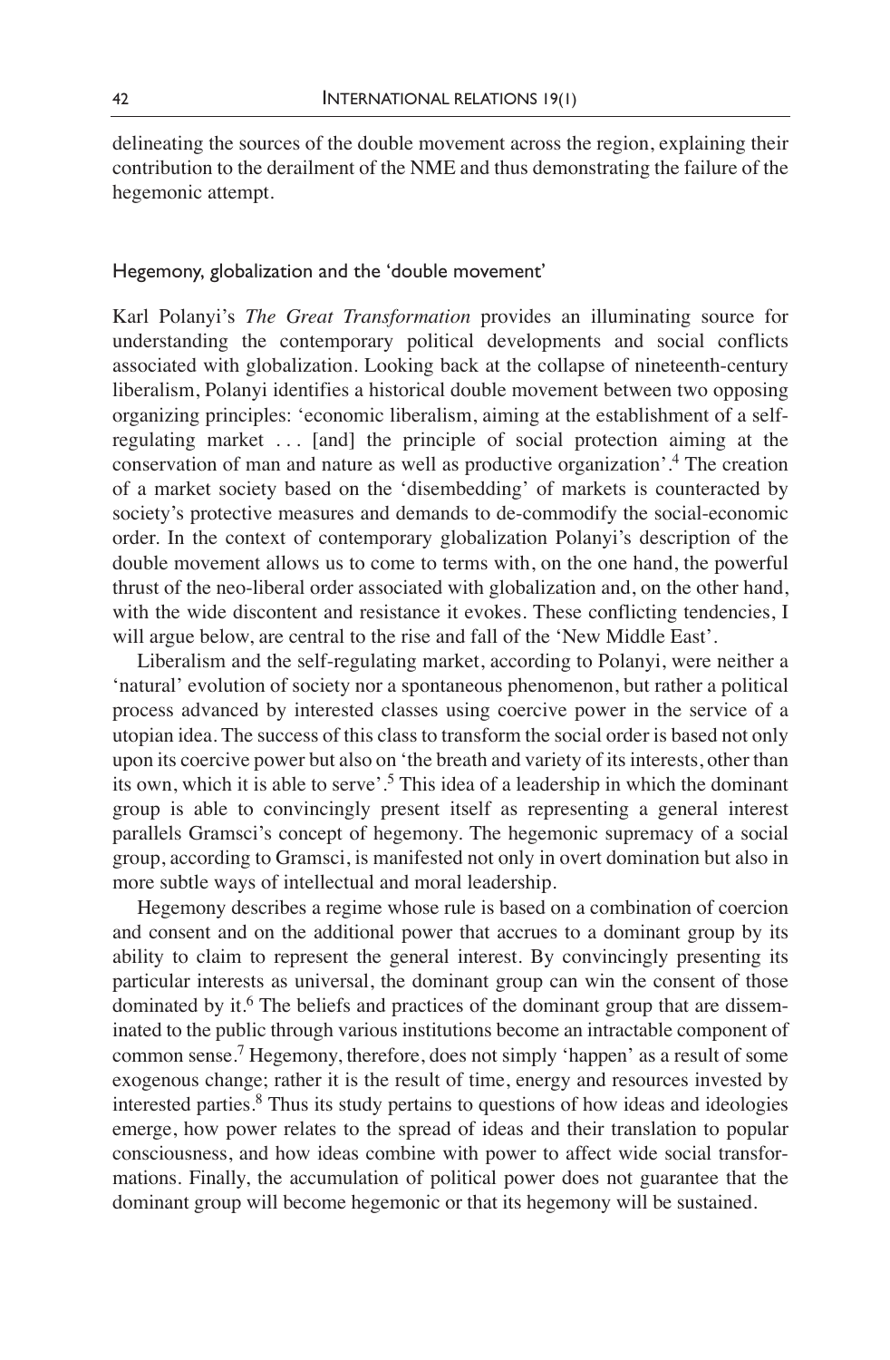delineating the sources of the double movement across the region, explaining their contribution to the derailment of the NME and thus demonstrating the failure of the hegemonic attempt.

## Hegemony, globalization and the 'double movement'

Karl Polanyi's *The Great Transformation* provides an illuminating source for understanding the contemporary political developments and social conflicts associated with globalization. Looking back at the collapse of nineteenth-century liberalism, Polanyi identifies a historical double movement between two opposing organizing principles: 'economic liberalism, aiming at the establishment of a self-regulating market . . . [and] the principle of social protection aiming at the conservation of man and nature as well as productive organization'.[4] The creation of a market society based on the 'disembedding' of markets is counteracted by society's protective measures and demands to de-commodify the social-economic order. In the context of contemporary globalization Polanyi's description of the double movement allows us to come to terms with, on the one hand, the powerful thrust of the neo-liberal order associated with globalization and, on the other hand, with the wide discontent and resistance it evokes. These conflicting tendencies, I will argue below, are central to the rise and fall of the 'New Middle East'.

Liberalism and the self-regulating market, according to Polanyi, were neither a 'natural' evolution of society nor a spontaneous phenomenon, but rather a political process advanced by interested classes using coercive power in the service of a utopian idea. The success of this class to transform the social order is based not only upon its coercive power but also on 'the breath and variety of its interests, other than its own, which it is able to serve'.[5] This idea of a leadership in which the dominant group is able to convincingly present itself as representing a general interest parallels Gramsci's concept of hegemony. The hegemonic supremacy of a social group, according to Gramsci, is manifested not only in overt domination but also in more subtle ways of intellectual and moral leadership.

Hegemony describes a regime whose rule is based on a combination of coercion and consent and on the additional power that accrues to a dominant group by its ability to claim to represent the general interest. By convincingly presenting its particular interests as universal, the dominant group can win the consent of those dominated by it.[6] The beliefs and practices of the dominant group that are disseminated to the public through various institutions become an intractable component of common sense.[7] Hegemony, therefore, does not simply 'happen' as a result of some exogenous change; rather it is the result of time, energy and resources invested by interested parties.[8] Thus its study pertains to questions of how ideas and ideologies emerge, how power relates to the spread of ideas and their translation to popular consciousness, and how ideas combine with power to affect wide social transformations. Finally, the accumulation of political power does not guarantee that the dominant group will become hegemonic or that its hegemony will be sustained.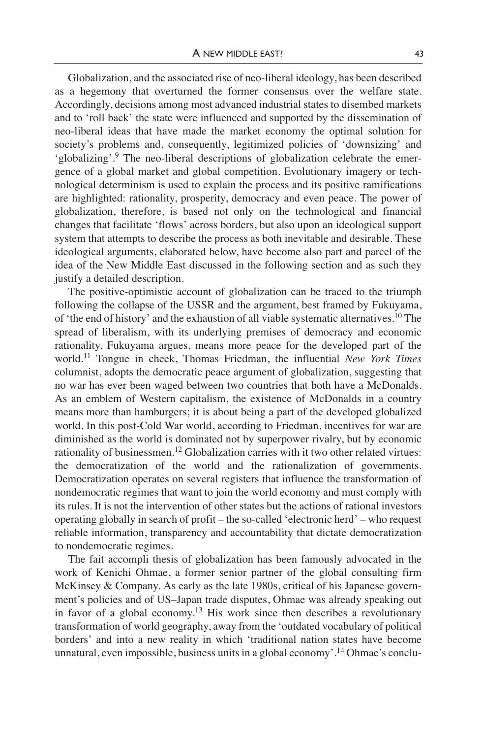Globalization, and the associated rise of neo-liberal ideology, has been described as a hegemony that overturned the former consensus over the welfare state. Accordingly, decisions among most advanced industrial states to disembed markets and to 'roll back' the state were influenced and supported by the dissemination of neo-liberal ideas that have made the market economy the optimal solution for society's problems and, consequently, legitimized policies of 'downsizing' and 'globalizing'.[9] The neo-liberal descriptions of globalization celebrate the emergence of a global market and global competition. Evolutionary imagery or technological determinism is used to explain the process and its positive ramifications are highlighted: rationality, prosperity, democracy and even peace. The power of globalization, therefore, is based not only on the technological and financial changes that facilitate 'flows' across borders, but also upon an ideological support system that attempts to describe the process as both inevitable and desirable. These ideological arguments, elaborated below, have become also part and parcel of the idea of the New Middle East discussed in the following section and as such they justify a detailed description.

The positive-optimistic account of globalization can be traced to the triumph following the collapse of the USSR and the argument, best framed by Fukuyama, of 'the end of history' and the exhaustion of all viable systematic alternatives.[10] The spread of liberalism, with its underlying premises of democracy and economic rationality, Fukuyama argues, means more peace for the developed part of the world.[11] Tongue in cheek, Thomas Friedman, the influential *New York Times* columnist, adopts the democratic peace argument of globalization, suggesting that no war has ever been waged between two countries that both have a McDonalds. As an emblem of Western capitalism, the existence of McDonalds in a country means more than hamburgers; it is about being a part of the developed globalized world. In this post-Cold War world, according to Friedman, incentives for war are diminished as the world is dominated not by superpower rivalry, but by economic rationality of businessmen.[12] Globalization carries with it two other related virtues: the democratization of the world and the rationalization of governments. Democratization operates on several registers that influence the transformation of nondemocratic regimes that want to join the world economy and must comply with its rules. It is not the intervention of other states but the actions of rational investors operating globally in search of profit – the so-called 'electronic herd' – who request reliable information, transparency and accountability that dictate democratization to nondemocratic regimes.

The fait accompli thesis of globalization has been famously advocated in the work of Kenichi Ohmae, a former senior partner of the global consulting firm McKinsey & Company. As early as the late 1980s, critical of his Japanese government's policies and of US–Japan trade disputes, Ohmae was already speaking out in favor of a global economy.[13] His work since then describes a revolutionary transformation of world geography, away from the 'outdated vocabulary of political borders' and into a new reality in which 'traditional nation states have become unnatural, even impossible, business units in a global economy'.[14] Ohmae's conclu-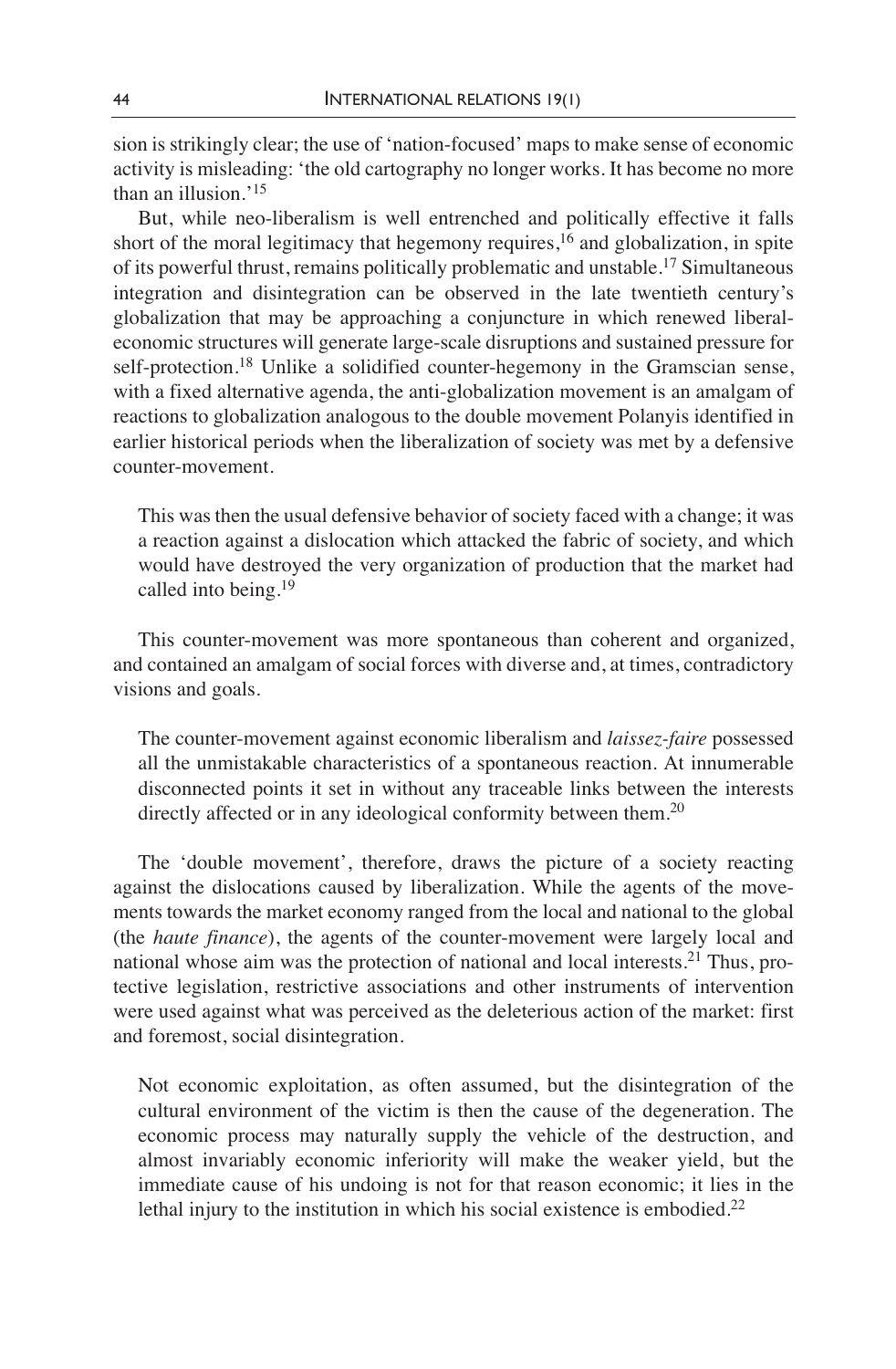sion is strikingly clear; the use of 'nation-focused' maps to make sense of economic activity is misleading: 'the old cartography no longer works. It has become no more than an illusion.'[15]

But, while neo-liberalism is well entrenched and politically effective it falls short of the moral legitimacy that hegemony requires,[16] and globalization, in spite of its powerful thrust, remains politically problematic and unstable.[17] Simultaneous integration and disintegration can be observed in the late twentieth century's globalization that may be approaching a conjuncture in which renewed liberal-economic structures will generate large-scale disruptions and sustained pressure for self-protection.[18] Unlike a solidified counter-hegemony in the Gramscian sense, with a fixed alternative agenda, the anti-globalization movement is an amalgam of reactions to globalization analogous to the double movement Polanyis identified in earlier historical periods when the liberalization of society was met by a defensive counter-movement.

> This was then the usual defensive behavior of society faced with a change; it was a reaction against a dislocation which attacked the fabric of society, and which would have destroyed the very organization of production that the market had called into being.[19]

This counter-movement was more spontaneous than coherent and organized, and contained an amalgam of social forces with diverse and, at times, contradictory visions and goals.

> The counter-movement against economic liberalism and *laissez-faire* possessed all the unmistakable characteristics of a spontaneous reaction. At innumerable disconnected points it set in without any traceable links between the interests directly affected or in any ideological conformity between them.[20]

The 'double movement', therefore, draws the picture of a society reacting against the dislocations caused by liberalization. While the agents of the movements towards the market economy ranged from the local and national to the global (the *haute finance*), the agents of the counter-movement were largely local and national whose aim was the protection of national and local interests.[21] Thus, protective legislation, restrictive associations and other instruments of intervention were used against what was perceived as the deleterious action of the market: first and foremost, social disintegration.

> Not economic exploitation, as often assumed, but the disintegration of the cultural environment of the victim is then the cause of the degeneration. The economic process may naturally supply the vehicle of the destruction, and almost invariably economic inferiority will make the weaker yield, but the immediate cause of his undoing is not for that reason economic; it lies in the lethal injury to the institution in which his social existence is embodied.[22]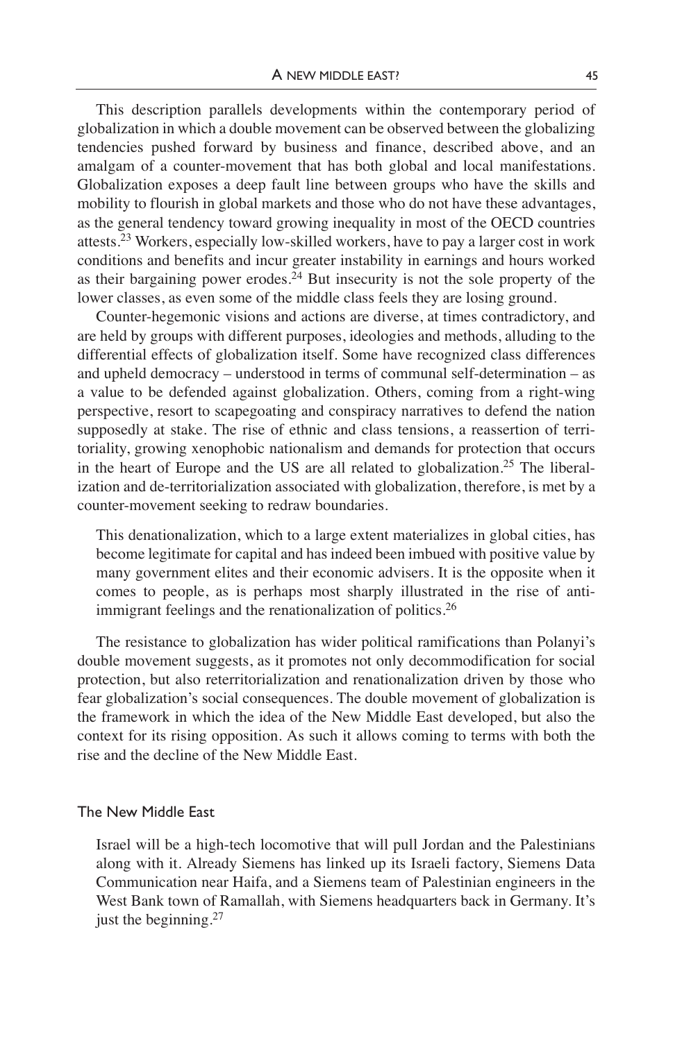This description parallels developments within the contemporary period of globalization in which a double movement can be observed between the globalizing tendencies pushed forward by business and finance, described above, and an amalgam of a counter-movement that has both global and local manifestations. Globalization exposes a deep fault line between groups who have the skills and mobility to flourish in global markets and those who do not have these advantages, as the general tendency toward growing inequality in most of the OECD countries attests.[23] Workers, especially low-skilled workers, have to pay a larger cost in work conditions and benefits and incur greater instability in earnings and hours worked as their bargaining power erodes.[24] But insecurity is not the sole property of the lower classes, as even some of the middle class feels they are losing ground.

Counter-hegemonic visions and actions are diverse, at times contradictory, and are held by groups with different purposes, ideologies and methods, alluding to the differential effects of globalization itself. Some have recognized class differences and upheld democracy – understood in terms of communal self-determination – as a value to be defended against globalization. Others, coming from a right-wing perspective, resort to scapegoating and conspiracy narratives to defend the nation supposedly at stake. The rise of ethnic and class tensions, a reassertion of territoriality, growing xenophobic nationalism and demands for protection that occurs in the heart of Europe and the US are all related to globalization.[25] The liberalization and de-territorialization associated with globalization, therefore, is met by a counter-movement seeking to redraw boundaries.

> This denationalization, which to a large extent materializes in global cities, has become legitimate for capital and has indeed been imbued with positive value by many government elites and their economic advisers. It is the opposite when it comes to people, as is perhaps most sharply illustrated in the rise of anti-immigrant feelings and the renationalization of politics.[26]

The resistance to globalization has wider political ramifications than Polanyi's double movement suggests, as it promotes not only decommodification for social protection, but also reterritorialization and renationalization driven by those who fear globalization's social consequences. The double movement of globalization is the framework in which the idea of the New Middle East developed, but also the context for its rising opposition. As such it allows coming to terms with both the rise and the decline of the New Middle East.

## The New Middle East

> Israel will be a high-tech locomotive that will pull Jordan and the Palestinians along with it. Already Siemens has linked up its Israeli factory, Siemens Data Communication near Haifa, and a Siemens team of Palestinian engineers in the West Bank town of Ramallah, with Siemens headquarters back in Germany. It's just the beginning.[27]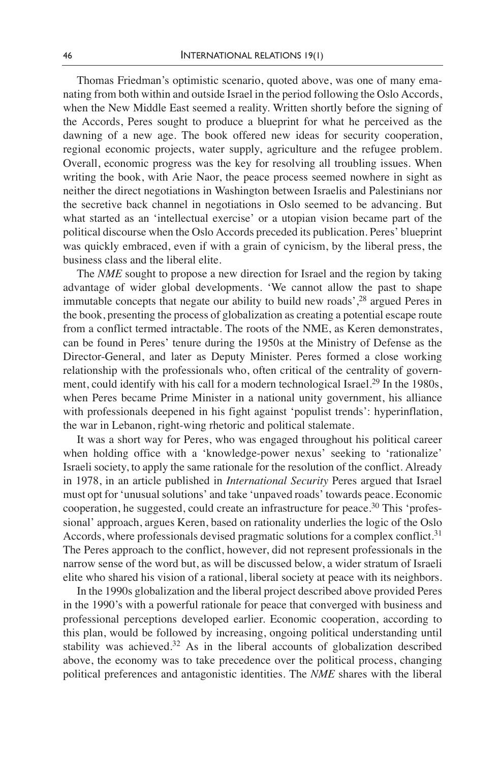Thomas Friedman's optimistic scenario, quoted above, was one of many emanating from both within and outside Israel in the period following the Oslo Accords, when the New Middle East seemed a reality. Written shortly before the signing of the Accords, Peres sought to produce a blueprint for what he perceived as the dawning of a new age. The book offered new ideas for security cooperation, regional economic projects, water supply, agriculture and the refugee problem. Overall, economic progress was the key for resolving all troubling issues. When writing the book, with Arie Naor, the peace process seemed nowhere in sight as neither the direct negotiations in Washington between Israelis and Palestinians nor the secretive back channel in negotiations in Oslo seemed to be advancing. But what started as an 'intellectual exercise' or a utopian vision became part of the political discourse when the Oslo Accords preceded its publication. Peres' blueprint was quickly embraced, even if with a grain of cynicism, by the liberal press, the business class and the liberal elite.

The *NME* sought to propose a new direction for Israel and the region by taking advantage of wider global developments. 'We cannot allow the past to shape immutable concepts that negate our ability to build new roads',[28] argued Peres in the book, presenting the process of globalization as creating a potential escape route from a conflict termed intractable. The roots of the NME, as Keren demonstrates, can be found in Peres' tenure during the 1950s at the Ministry of Defense as the Director-General, and later as Deputy Minister. Peres formed a close working relationship with the professionals who, often critical of the centrality of government, could identify with his call for a modern technological Israel.[29] In the 1980s, when Peres became Prime Minister in a national unity government, his alliance with professionals deepened in his fight against 'populist trends': hyperinflation, the war in Lebanon, right-wing rhetoric and political stalemate.

It was a short way for Peres, who was engaged throughout his political career when holding office with a 'knowledge-power nexus' seeking to 'rationalize' Israeli society, to apply the same rationale for the resolution of the conflict. Already in 1978, in an article published in *International Security* Peres argued that Israel must opt for 'unusual solutions' and take 'unpaved roads' towards peace. Economic cooperation, he suggested, could create an infrastructure for peace.[30] This 'professional' approach, argues Keren, based on rationality underlies the logic of the Oslo Accords, where professionals devised pragmatic solutions for a complex conflict.[31] The Peres approach to the conflict, however, did not represent professionals in the narrow sense of the word but, as will be discussed below, a wider stratum of Israeli elite who shared his vision of a rational, liberal society at peace with its neighbors.

In the 1990s globalization and the liberal project described above provided Peres in the 1990's with a powerful rationale for peace that converged with business and professional perceptions developed earlier. Economic cooperation, according to this plan, would be followed by increasing, ongoing political understanding until stability was achieved.[32] As in the liberal accounts of globalization described above, the economy was to take precedence over the political process, changing political preferences and antagonistic identities. The *NME* shares with the liberal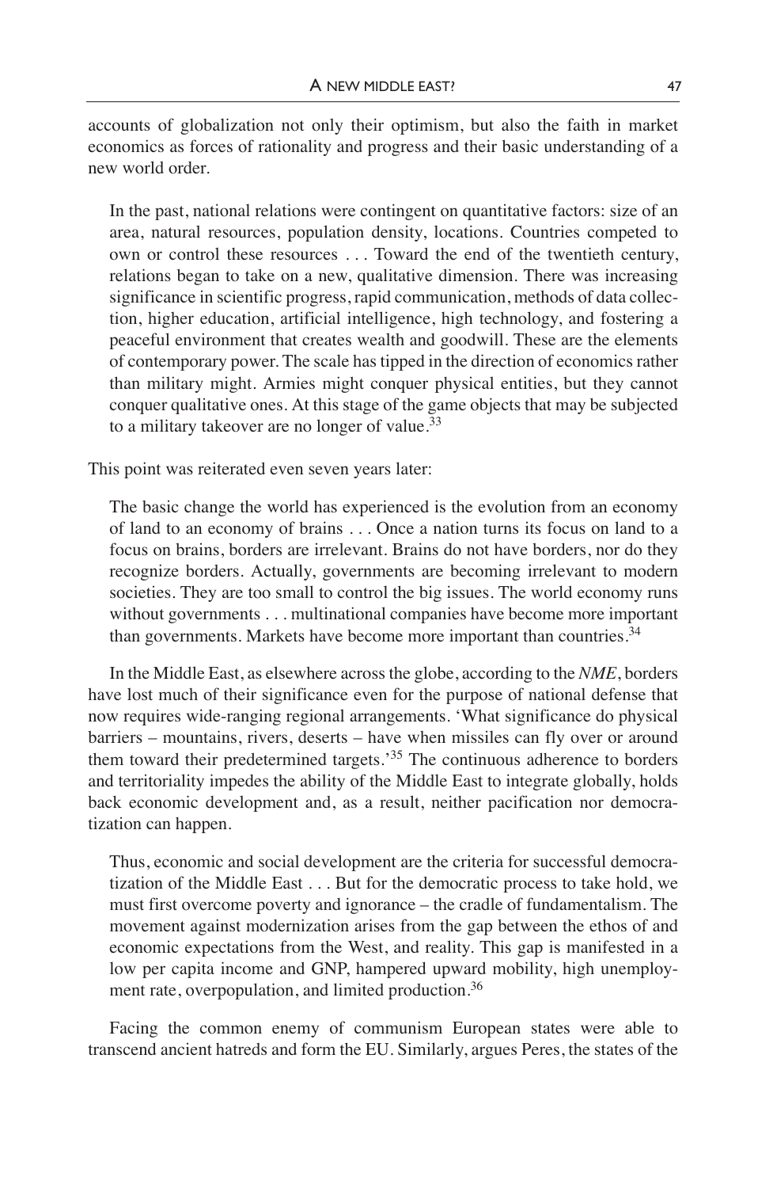accounts of globalization not only their optimism, but also the faith in market economics as forces of rationality and progress and their basic understanding of a new world order.

> In the past, national relations were contingent on quantitative factors: size of an area, natural resources, population density, locations. Countries competed to own or control these resources . . . Toward the end of the twentieth century, relations began to take on a new, qualitative dimension. There was increasing significance in scientific progress, rapid communication, methods of data collection, higher education, artificial intelligence, high technology, and fostering a peaceful environment that creates wealth and goodwill. These are the elements of contemporary power. The scale has tipped in the direction of economics rather than military might. Armies might conquer physical entities, but they cannot conquer qualitative ones. At this stage of the game objects that may be subjected to a military takeover are no longer of value.[33]

This point was reiterated even seven years later:

> The basic change the world has experienced is the evolution from an economy of land to an economy of brains . . . Once a nation turns its focus on land to a focus on brains, borders are irrelevant. Brains do not have borders, nor do they recognize borders. Actually, governments are becoming irrelevant to modern societies. They are too small to control the big issues. The world economy runs without governments . . . multinational companies have become more important than governments. Markets have become more important than countries.[34]

In the Middle East, as elsewhere across the globe, according to the *NME*, borders have lost much of their significance even for the purpose of national defense that now requires wide-ranging regional arrangements. 'What significance do physical barriers – mountains, rivers, deserts – have when missiles can fly over or around them toward their predetermined targets.'[35] The continuous adherence to borders and territoriality impedes the ability of the Middle East to integrate globally, holds back economic development and, as a result, neither pacification nor democratization can happen.

> Thus, economic and social development are the criteria for successful democratization of the Middle East . . . But for the democratic process to take hold, we must first overcome poverty and ignorance – the cradle of fundamentalism. The movement against modernization arises from the gap between the ethos of and economic expectations from the West, and reality. This gap is manifested in a low per capita income and GNP, hampered upward mobility, high unemployment rate, overpopulation, and limited production.[36]

Facing the common enemy of communism European states were able to transcend ancient hatreds and form the EU. Similarly, argues Peres, the states of the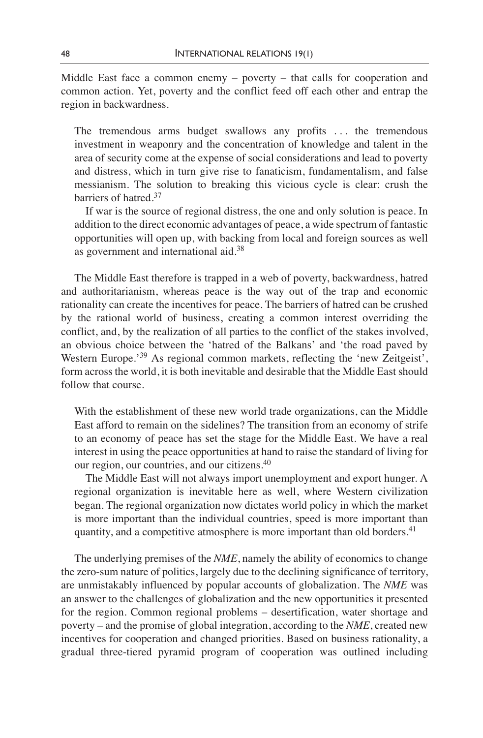Middle East face a common enemy – poverty – that calls for cooperation and common action. Yet, poverty and the conflict feed off each other and entrap the region in backwardness.

> The tremendous arms budget swallows any profits . . . the tremendous investment in weaponry and the concentration of knowledge and talent in the area of security come at the expense of social considerations and lead to poverty and distress, which in turn give rise to fanaticism, fundamentalism, and false messianism. The solution to breaking this vicious cycle is clear: crush the barriers of hatred.[37]
>
> If war is the source of regional distress, the one and only solution is peace. In addition to the direct economic advantages of peace, a wide spectrum of fantastic opportunities will open up, with backing from local and foreign sources as well as government and international aid.[38]

The Middle East therefore is trapped in a web of poverty, backwardness, hatred and authoritarianism, whereas peace is the way out of the trap and economic rationality can create the incentives for peace. The barriers of hatred can be crushed by the rational world of business, creating a common interest overriding the conflict, and, by the realization of all parties to the conflict of the stakes involved, an obvious choice between the 'hatred of the Balkans' and 'the road paved by Western Europe.'[39] As regional common markets, reflecting the 'new Zeitgeist', form across the world, it is both inevitable and desirable that the Middle East should follow that course.

> With the establishment of these new world trade organizations, can the Middle East afford to remain on the sidelines? The transition from an economy of strife to an economy of peace has set the stage for the Middle East. We have a real interest in using the peace opportunities at hand to raise the standard of living for our region, our countries, and our citizens.[40]
>
> The Middle East will not always import unemployment and export hunger. A regional organization is inevitable here as well, where Western civilization began. The regional organization now dictates world policy in which the market is more important than the individual countries, speed is more important than quantity, and a competitive atmosphere is more important than old borders.[41]

The underlying premises of the *NME*, namely the ability of economics to change the zero-sum nature of politics, largely due to the declining significance of territory, are unmistakably influenced by popular accounts of globalization. The *NME* was an answer to the challenges of globalization and the new opportunities it presented for the region. Common regional problems – desertification, water shortage and poverty – and the promise of global integration, according to the *NME*, created new incentives for cooperation and changed priorities. Based on business rationality, a gradual three-tiered pyramid program of cooperation was outlined including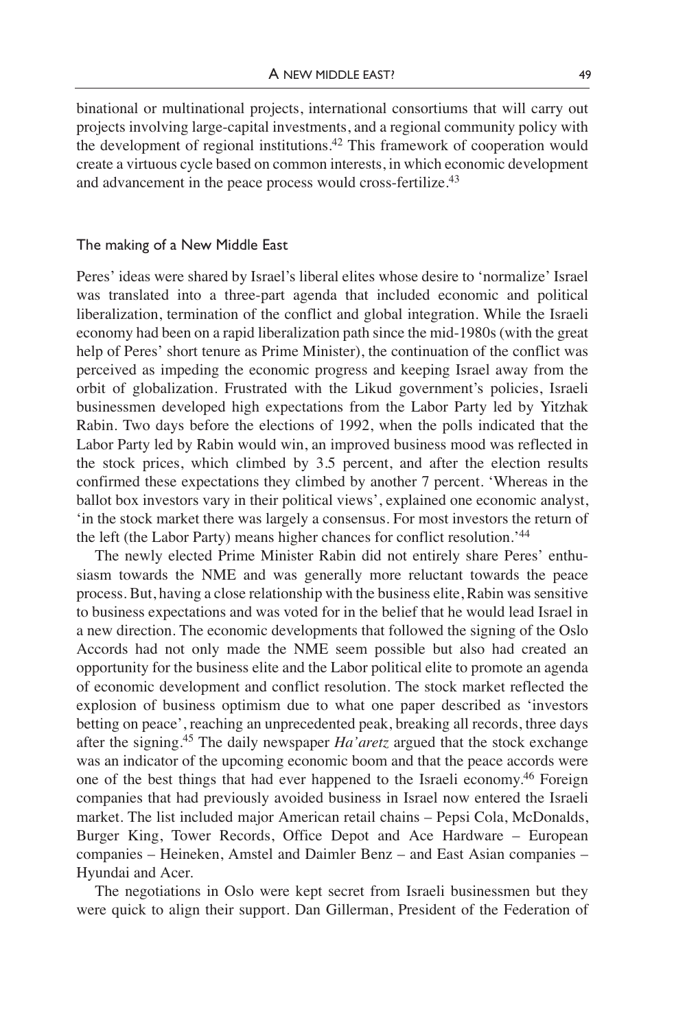binational or multinational projects, international consortiums that will carry out projects involving large-capital investments, and a regional community policy with the development of regional institutions.[42] This framework of cooperation would create a virtuous cycle based on common interests, in which economic development and advancement in the peace process would cross-fertilize.[43]

## The making of a New Middle East

Peres' ideas were shared by Israel's liberal elites whose desire to 'normalize' Israel was translated into a three-part agenda that included economic and political liberalization, termination of the conflict and global integration. While the Israeli economy had been on a rapid liberalization path since the mid-1980s (with the great help of Peres' short tenure as Prime Minister), the continuation of the conflict was perceived as impeding the economic progress and keeping Israel away from the orbit of globalization. Frustrated with the Likud government's policies, Israeli businessmen developed high expectations from the Labor Party led by Yitzhak Rabin. Two days before the elections of 1992, when the polls indicated that the Labor Party led by Rabin would win, an improved business mood was reflected in the stock prices, which climbed by 3.5 percent, and after the election results confirmed these expectations they climbed by another 7 percent. 'Whereas in the ballot box investors vary in their political views', explained one economic analyst, 'in the stock market there was largely a consensus. For most investors the return of the left (the Labor Party) means higher chances for conflict resolution.'[44]

The newly elected Prime Minister Rabin did not entirely share Peres' enthusiasm towards the NME and was generally more reluctant towards the peace process. But, having a close relationship with the business elite, Rabin was sensitive to business expectations and was voted for in the belief that he would lead Israel in a new direction. The economic developments that followed the signing of the Oslo Accords had not only made the NME seem possible but also had created an opportunity for the business elite and the Labor political elite to promote an agenda of economic development and conflict resolution. The stock market reflected the explosion of business optimism due to what one paper described as 'investors betting on peace', reaching an unprecedented peak, breaking all records, three days after the signing.[45] The daily newspaper *Ha'aretz* argued that the stock exchange was an indicator of the upcoming economic boom and that the peace accords were one of the best things that had ever happened to the Israeli economy.[46] Foreign companies that had previously avoided business in Israel now entered the Israeli market. The list included major American retail chains – Pepsi Cola, McDonalds, Burger King, Tower Records, Office Depot and Ace Hardware – European companies – Heineken, Amstel and Daimler Benz – and East Asian companies – Hyundai and Acer.

The negotiations in Oslo were kept secret from Israeli businessmen but they were quick to align their support. Dan Gillerman, President of the Federation of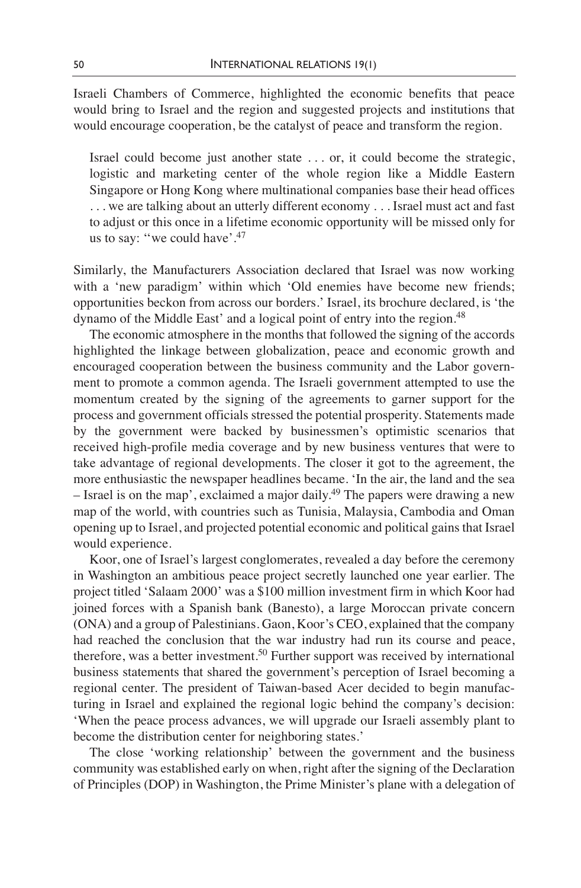Israeli Chambers of Commerce, highlighted the economic benefits that peace would bring to Israel and the region and suggested projects and institutions that would encourage cooperation, be the catalyst of peace and transform the region.

> Israel could become just another state . . . or, it could become the strategic, logistic and marketing center of the whole region like a Middle Eastern Singapore or Hong Kong where multinational companies base their head offices . . . we are talking about an utterly different economy . . . Israel must act and fast to adjust or this once in a lifetime economic opportunity will be missed only for us to say: ''we could have'.[47]

Similarly, the Manufacturers Association declared that Israel was now working with a 'new paradigm' within which 'Old enemies have become new friends; opportunities beckon from across our borders.' Israel, its brochure declared, is 'the dynamo of the Middle East' and a logical point of entry into the region.[48]

The economic atmosphere in the months that followed the signing of the accords highlighted the linkage between globalization, peace and economic growth and encouraged cooperation between the business community and the Labor government to promote a common agenda. The Israeli government attempted to use the momentum created by the signing of the agreements to garner support for the process and government officials stressed the potential prosperity. Statements made by the government were backed by businessmen's optimistic scenarios that received high-profile media coverage and by new business ventures that were to take advantage of regional developments. The closer it got to the agreement, the more enthusiastic the newspaper headlines became. 'In the air, the land and the sea – Israel is on the map', exclaimed a major daily.[49] The papers were drawing a new map of the world, with countries such as Tunisia, Malaysia, Cambodia and Oman opening up to Israel, and projected potential economic and political gains that Israel would experience.

Koor, one of Israel's largest conglomerates, revealed a day before the ceremony in Washington an ambitious peace project secretly launched one year earlier. The project titled 'Salaam 2000' was a \$100 million investment firm in which Koor had joined forces with a Spanish bank (Banesto), a large Moroccan private concern (ONA) and a group of Palestinians. Gaon, Koor's CEO, explained that the company had reached the conclusion that the war industry had run its course and peace, therefore, was a better investment.[50] Further support was received by international business statements that shared the government's perception of Israel becoming a regional center. The president of Taiwan-based Acer decided to begin manufacturing in Israel and explained the regional logic behind the company's decision: 'When the peace process advances, we will upgrade our Israeli assembly plant to become the distribution center for neighboring states.'

The close 'working relationship' between the government and the business community was established early on when, right after the signing of the Declaration of Principles (DOP) in Washington, the Prime Minister's plane with a delegation of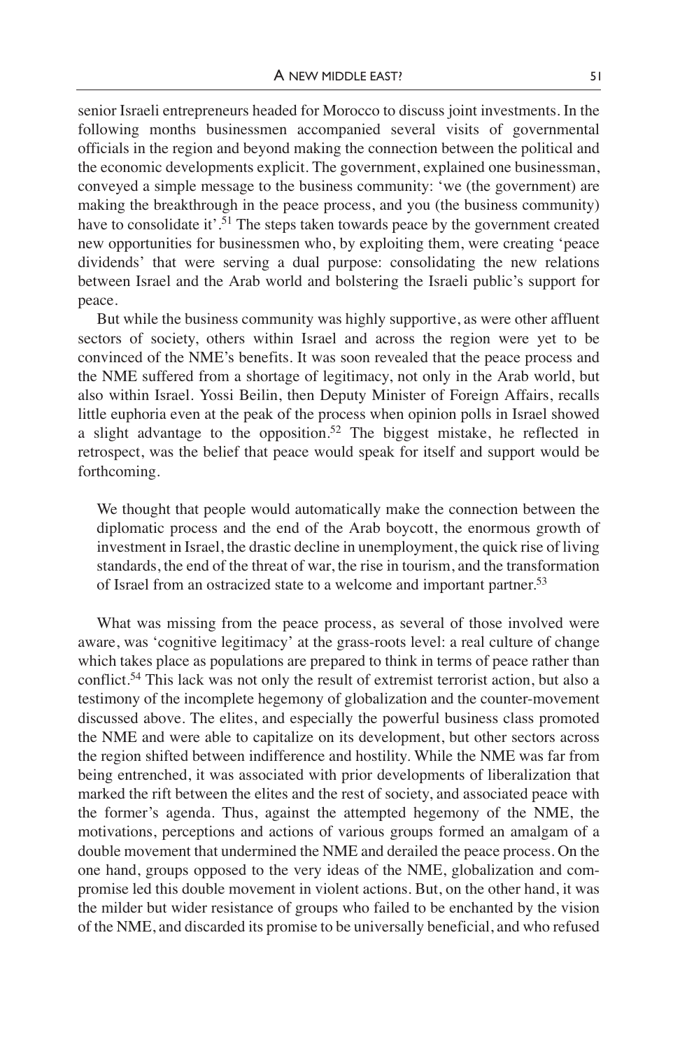senior Israeli entrepreneurs headed for Morocco to discuss joint investments. In the following months businessmen accompanied several visits of governmental officials in the region and beyond making the connection between the political and the economic developments explicit. The government, explained one businessman, conveyed a simple message to the business community: 'we (the government) are making the breakthrough in the peace process, and you (the business community) have to consolidate it'.[51] The steps taken towards peace by the government created new opportunities for businessmen who, by exploiting them, were creating 'peace dividends' that were serving a dual purpose: consolidating the new relations between Israel and the Arab world and bolstering the Israeli public's support for peace.

But while the business community was highly supportive, as were other affluent sectors of society, others within Israel and across the region were yet to be convinced of the NME's benefits. It was soon revealed that the peace process and the NME suffered from a shortage of legitimacy, not only in the Arab world, but also within Israel. Yossi Beilin, then Deputy Minister of Foreign Affairs, recalls little euphoria even at the peak of the process when opinion polls in Israel showed a slight advantage to the opposition.[52] The biggest mistake, he reflected in retrospect, was the belief that peace would speak for itself and support would be forthcoming.

> We thought that people would automatically make the connection between the diplomatic process and the end of the Arab boycott, the enormous growth of investment in Israel, the drastic decline in unemployment, the quick rise of living standards, the end of the threat of war, the rise in tourism, and the transformation of Israel from an ostracized state to a welcome and important partner.[53]

What was missing from the peace process, as several of those involved were aware, was 'cognitive legitimacy' at the grass-roots level: a real culture of change which takes place as populations are prepared to think in terms of peace rather than conflict.[54] This lack was not only the result of extremist terrorist action, but also a testimony of the incomplete hegemony of globalization and the counter-movement discussed above. The elites, and especially the powerful business class promoted the NME and were able to capitalize on its development, but other sectors across the region shifted between indifference and hostility. While the NME was far from being entrenched, it was associated with prior developments of liberalization that marked the rift between the elites and the rest of society, and associated peace with the former's agenda. Thus, against the attempted hegemony of the NME, the motivations, perceptions and actions of various groups formed an amalgam of a double movement that undermined the NME and derailed the peace process. On the one hand, groups opposed to the very ideas of the NME, globalization and compromise led this double movement in violent actions. But, on the other hand, it was the milder but wider resistance of groups who failed to be enchanted by the vision of the NME, and discarded its promise to be universally beneficial, and who refused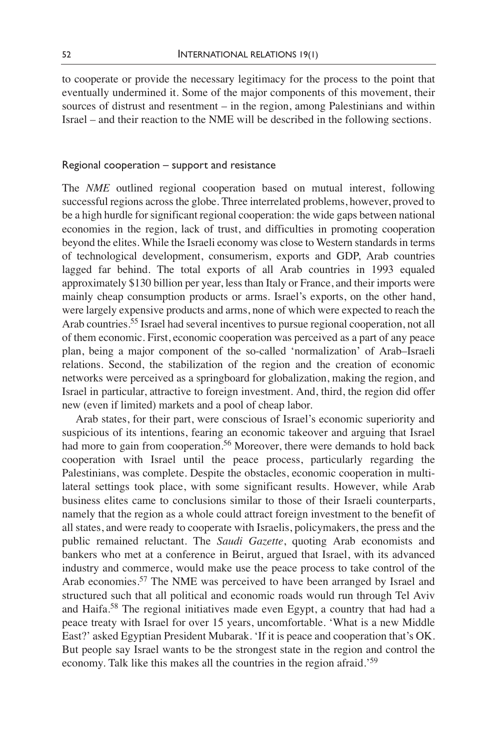to cooperate or provide the necessary legitimacy for the process to the point that eventually undermined it. Some of the major components of this movement, their sources of distrust and resentment – in the region, among Palestinians and within Israel – and their reaction to the NME will be described in the following sections.

## Regional cooperation – support and resistance

The *NME* outlined regional cooperation based on mutual interest, following successful regions across the globe. Three interrelated problems, however, proved to be a high hurdle for significant regional cooperation: the wide gaps between national economies in the region, lack of trust, and difficulties in promoting cooperation beyond the elites. While the Israeli economy was close to Western standards in terms of technological development, consumerism, exports and GDP, Arab countries lagged far behind. The total exports of all Arab countries in 1993 equaled approximately $130 billion per year, less than Italy or France, and their imports were mainly cheap consumption products or arms. Israel's exports, on the other hand, were largely expensive products and arms, none of which were expected to reach the Arab countries.[55] Israel had several incentives to pursue regional cooperation, not all of them economic. First, economic cooperation was perceived as a part of any peace plan, being a major component of the so-called 'normalization' of Arab–Israeli relations. Second, the stabilization of the region and the creation of economic networks were perceived as a springboard for globalization, making the region, and Israel in particular, attractive to foreign investment. And, third, the region did offer new (even if limited) markets and a pool of cheap labor.

Arab states, for their part, were conscious of Israel's economic superiority and suspicious of its intentions, fearing an economic takeover and arguing that Israel had more to gain from cooperation.[56] Moreover, there were demands to hold back cooperation with Israel until the peace process, particularly regarding the Palestinians, was complete. Despite the obstacles, economic cooperation in multilateral settings took place, with some significant results. However, while Arab business elites came to conclusions similar to those of their Israeli counterparts, namely that the region as a whole could attract foreign investment to the benefit of all states, and were ready to cooperate with Israelis, policymakers, the press and the public remained reluctant. The *Saudi Gazette*, quoting Arab economists and bankers who met at a conference in Beirut, argued that Israel, with its advanced industry and commerce, would make use the peace process to take control of the Arab economies.[57] The NME was perceived to have been arranged by Israel and structured such that all political and economic roads would run through Tel Aviv and Haifa.[58] The regional initiatives made even Egypt, a country that had had a peace treaty with Israel for over 15 years, uncomfortable. 'What is a new Middle East?' asked Egyptian President Mubarak. 'If it is peace and cooperation that's OK. But people say Israel wants to be the strongest state in the region and control the economy. Talk like this makes all the countries in the region afraid.'[59]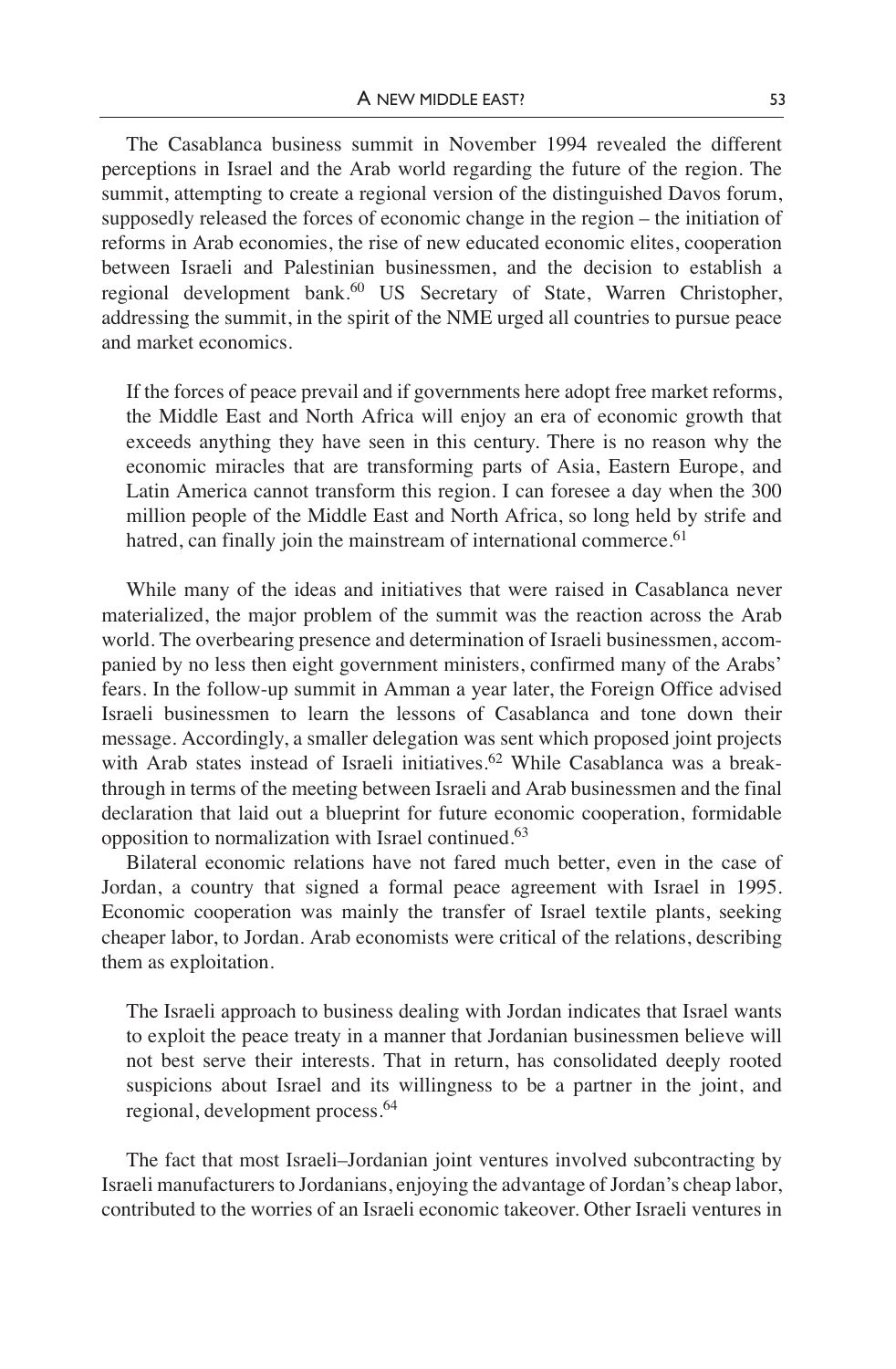The Casablanca business summit in November 1994 revealed the different perceptions in Israel and the Arab world regarding the future of the region. The summit, attempting to create a regional version of the distinguished Davos forum, supposedly released the forces of economic change in the region – the initiation of reforms in Arab economies, the rise of new educated economic elites, cooperation between Israeli and Palestinian businessmen, and the decision to establish a regional development bank.[60] US Secretary of State, Warren Christopher, addressing the summit, in the spirit of the NME urged all countries to pursue peace and market economics.

> If the forces of peace prevail and if governments here adopt free market reforms, the Middle East and North Africa will enjoy an era of economic growth that exceeds anything they have seen in this century. There is no reason why the economic miracles that are transforming parts of Asia, Eastern Europe, and Latin America cannot transform this region. I can foresee a day when the 300 million people of the Middle East and North Africa, so long held by strife and hatred, can finally join the mainstream of international commerce.[61]

While many of the ideas and initiatives that were raised in Casablanca never materialized, the major problem of the summit was the reaction across the Arab world. The overbearing presence and determination of Israeli businessmen, accompanied by no less then eight government ministers, confirmed many of the Arabs' fears. In the follow-up summit in Amman a year later, the Foreign Office advised Israeli businessmen to learn the lessons of Casablanca and tone down their message. Accordingly, a smaller delegation was sent which proposed joint projects with Arab states instead of Israeli initiatives.[62] While Casablanca was a breakthrough in terms of the meeting between Israeli and Arab businessmen and the final declaration that laid out a blueprint for future economic cooperation, formidable opposition to normalization with Israel continued.[63]

Bilateral economic relations have not fared much better, even in the case of Jordan, a country that signed a formal peace agreement with Israel in 1995. Economic cooperation was mainly the transfer of Israel textile plants, seeking cheaper labor, to Jordan. Arab economists were critical of the relations, describing them as exploitation.

> The Israeli approach to business dealing with Jordan indicates that Israel wants to exploit the peace treaty in a manner that Jordanian businessmen believe will not best serve their interests. That in return, has consolidated deeply rooted suspicions about Israel and its willingness to be a partner in the joint, and regional, development process.[64]

The fact that most Israeli–Jordanian joint ventures involved subcontracting by Israeli manufacturers to Jordanians, enjoying the advantage of Jordan's cheap labor, contributed to the worries of an Israeli economic takeover. Other Israeli ventures in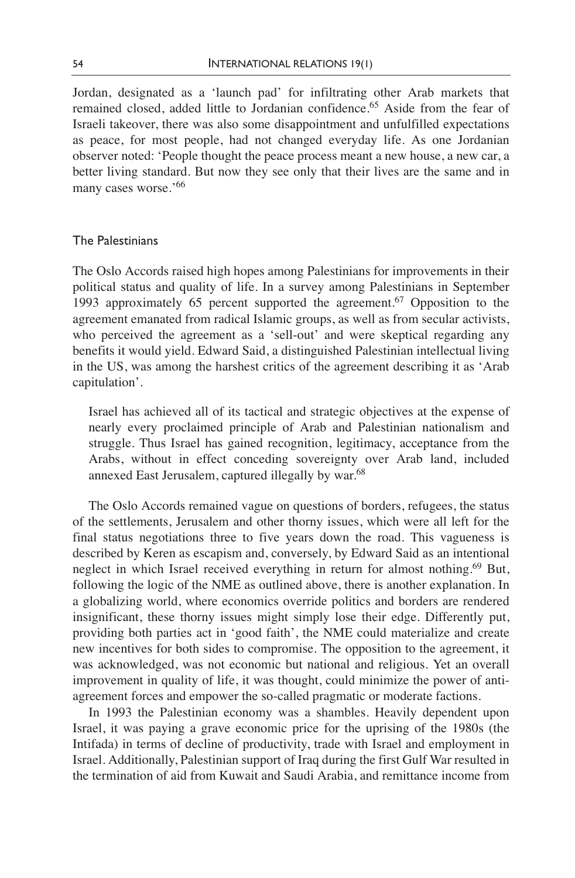Jordan, designated as a 'launch pad' for infiltrating other Arab markets that remained closed, added little to Jordanian confidence.[65] Aside from the fear of Israeli takeover, there was also some disappointment and unfulfilled expectations as peace, for most people, had not changed everyday life. As one Jordanian observer noted: 'People thought the peace process meant a new house, a new car, a better living standard. But now they see only that their lives are the same and in many cases worse.'[66]

### The Palestinians

The Oslo Accords raised high hopes among Palestinians for improvements in their political status and quality of life. In a survey among Palestinians in September 1993 approximately 65 percent supported the agreement.[67] Opposition to the agreement emanated from radical Islamic groups, as well as from secular activists, who perceived the agreement as a 'sell-out' and were skeptical regarding any benefits it would yield. Edward Said, a distinguished Palestinian intellectual living in the US, was among the harshest critics of the agreement describing it as 'Arab capitulation'.

> Israel has achieved all of its tactical and strategic objectives at the expense of nearly every proclaimed principle of Arab and Palestinian nationalism and struggle. Thus Israel has gained recognition, legitimacy, acceptance from the Arabs, without in effect conceding sovereignty over Arab land, included annexed East Jerusalem, captured illegally by war.[68]

The Oslo Accords remained vague on questions of borders, refugees, the status of the settlements, Jerusalem and other thorny issues, which were all left for the final status negotiations three to five years down the road. This vagueness is described by Keren as escapism and, conversely, by Edward Said as an intentional neglect in which Israel received everything in return for almost nothing.[69] But, following the logic of the NME as outlined above, there is another explanation. In a globalizing world, where economics override politics and borders are rendered insignificant, these thorny issues might simply lose their edge. Differently put, providing both parties act in 'good faith', the NME could materialize and create new incentives for both sides to compromise. The opposition to the agreement, it was acknowledged, was not economic but national and religious. Yet an overall improvement in quality of life, it was thought, could minimize the power of anti-agreement forces and empower the so-called pragmatic or moderate factions.

In 1993 the Palestinian economy was a shambles. Heavily dependent upon Israel, it was paying a grave economic price for the uprising of the 1980s (the Intifada) in terms of decline of productivity, trade with Israel and employment in Israel. Additionally, Palestinian support of Iraq during the first Gulf War resulted in the termination of aid from Kuwait and Saudi Arabia, and remittance income from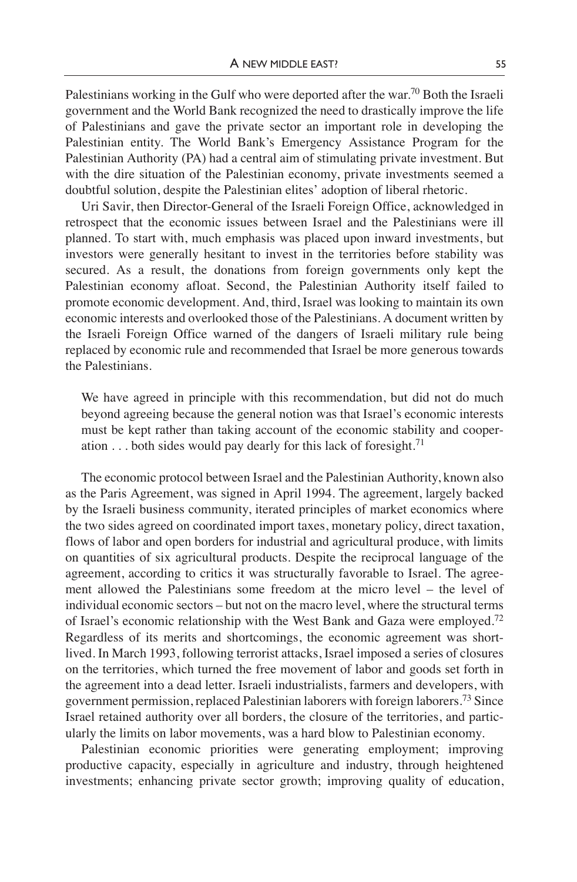Palestinians working in the Gulf who were deported after the war.[70] Both the Israeli government and the World Bank recognized the need to drastically improve the life of Palestinians and gave the private sector an important role in developing the Palestinian entity. The World Bank's Emergency Assistance Program for the Palestinian Authority (PA) had a central aim of stimulating private investment. But with the dire situation of the Palestinian economy, private investments seemed a doubtful solution, despite the Palestinian elites' adoption of liberal rhetoric.

Uri Savir, then Director-General of the Israeli Foreign Office, acknowledged in retrospect that the economic issues between Israel and the Palestinians were ill planned. To start with, much emphasis was placed upon inward investments, but investors were generally hesitant to invest in the territories before stability was secured. As a result, the donations from foreign governments only kept the Palestinian economy afloat. Second, the Palestinian Authority itself failed to promote economic development. And, third, Israel was looking to maintain its own economic interests and overlooked those of the Palestinians. A document written by the Israeli Foreign Office warned of the dangers of Israeli military rule being replaced by economic rule and recommended that Israel be more generous towards the Palestinians.

> We have agreed in principle with this recommendation, but did not do much beyond agreeing because the general notion was that Israel's economic interests must be kept rather than taking account of the economic stability and cooperation . . . both sides would pay dearly for this lack of foresight.[71]

The economic protocol between Israel and the Palestinian Authority, known also as the Paris Agreement, was signed in April 1994. The agreement, largely backed by the Israeli business community, iterated principles of market economics where the two sides agreed on coordinated import taxes, monetary policy, direct taxation, flows of labor and open borders for industrial and agricultural produce, with limits on quantities of six agricultural products. Despite the reciprocal language of the agreement, according to critics it was structurally favorable to Israel. The agreement allowed the Palestinians some freedom at the micro level – the level of individual economic sectors – but not on the macro level, where the structural terms of Israel's economic relationship with the West Bank and Gaza were employed.[72] Regardless of its merits and shortcomings, the economic agreement was short-lived. In March 1993, following terrorist attacks, Israel imposed a series of closures on the territories, which turned the free movement of labor and goods set forth in the agreement into a dead letter. Israeli industrialists, farmers and developers, with government permission, replaced Palestinian laborers with foreign laborers.[73] Since Israel retained authority over all borders, the closure of the territories, and particularly the limits on labor movements, was a hard blow to Palestinian economy.

Palestinian economic priorities were generating employment; improving productive capacity, especially in agriculture and industry, through heightened investments; enhancing private sector growth; improving quality of education,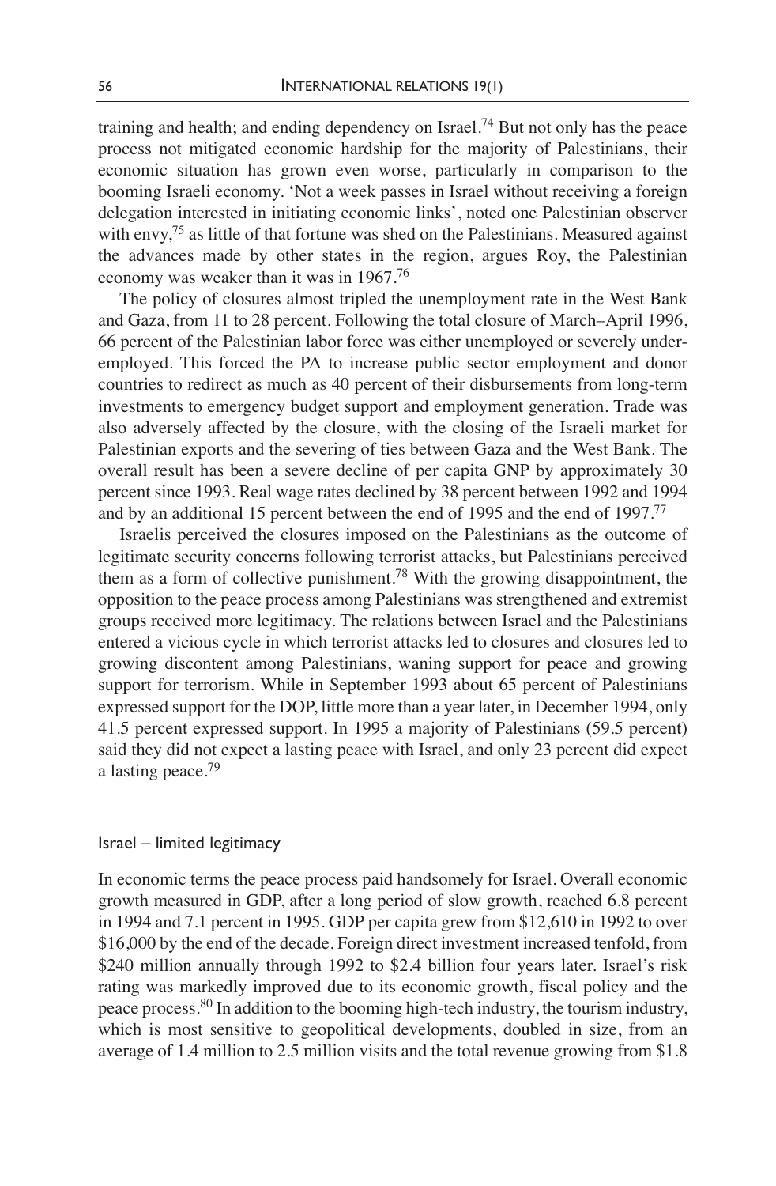training and health; and ending dependency on Israel.[74] But not only has the peace process not mitigated economic hardship for the majority of Palestinians, their economic situation has grown even worse, particularly in comparison to the booming Israeli economy. 'Not a week passes in Israel without receiving a foreign delegation interested in initiating economic links', noted one Palestinian observer with envy,[75] as little of that fortune was shed on the Palestinians. Measured against the advances made by other states in the region, argues Roy, the Palestinian economy was weaker than it was in 1967.[76]

The policy of closures almost tripled the unemployment rate in the West Bank and Gaza, from 11 to 28 percent. Following the total closure of March–April 1996, 66 percent of the Palestinian labor force was either unemployed or severely underemployed. This forced the PA to increase public sector employment and donor countries to redirect as much as 40 percent of their disbursements from long-term investments to emergency budget support and employment generation. Trade was also adversely affected by the closure, with the closing of the Israeli market for Palestinian exports and the severing of ties between Gaza and the West Bank. The overall result has been a severe decline of per capita GNP by approximately 30 percent since 1993. Real wage rates declined by 38 percent between 1992 and 1994 and by an additional 15 percent between the end of 1995 and the end of 1997.[77]

Israelis perceived the closures imposed on the Palestinians as the outcome of legitimate security concerns following terrorist attacks, but Palestinians perceived them as a form of collective punishment.[78] With the growing disappointment, the opposition to the peace process among Palestinians was strengthened and extremist groups received more legitimacy. The relations between Israel and the Palestinians entered a vicious cycle in which terrorist attacks led to closures and closures led to growing discontent among Palestinians, waning support for peace and growing support for terrorism. While in September 1993 about 65 percent of Palestinians expressed support for the DOP, little more than a year later, in December 1994, only 41.5 percent expressed support. In 1995 a majority of Palestinians (59.5 percent) said they did not expect a lasting peace with Israel, and only 23 percent did expect a lasting peace.[79]

## Israel – limited legitimacy

In economic terms the peace process paid handsomely for Israel. Overall economic growth measured in GDP, after a long period of slow growth, reached 6.8 percent in 1994 and 7.1 percent in 1995. GDP per capita grew from $12,610 in 1992 to over $16,000 by the end of the decade. Foreign direct investment increased tenfold, from $240 million annually through 1992 to $2.4 billion four years later. Israel's risk rating was markedly improved due to its economic growth, fiscal policy and the peace process.[80] In addition to the booming high-tech industry, the tourism industry, which is most sensitive to geopolitical developments, doubled in size, from an average of 1.4 million to 2.5 million visits and the total revenue growing from $1.8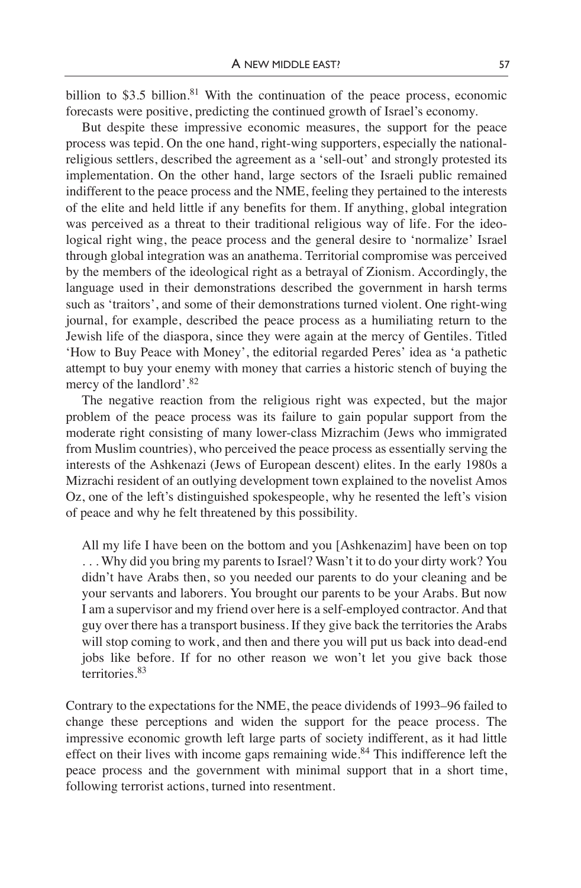billion to $3.5 billion.[81] With the continuation of the peace process, economic forecasts were positive, predicting the continued growth of Israel's economy.

But despite these impressive economic measures, the support for the peace process was tepid. On the one hand, right-wing supporters, especially the national-religious settlers, described the agreement as a 'sell-out' and strongly protested its implementation. On the other hand, large sectors of the Israeli public remained indifferent to the peace process and the NME, feeling they pertained to the interests of the elite and held little if any benefits for them. If anything, global integration was perceived as a threat to their traditional religious way of life. For the ideological right wing, the peace process and the general desire to 'normalize' Israel through global integration was an anathema. Territorial compromise was perceived by the members of the ideological right as a betrayal of Zionism. Accordingly, the language used in their demonstrations described the government in harsh terms such as 'traitors', and some of their demonstrations turned violent. One right-wing journal, for example, described the peace process as a humiliating return to the Jewish life of the diaspora, since they were again at the mercy of Gentiles. Titled 'How to Buy Peace with Money', the editorial regarded Peres' idea as 'a pathetic attempt to buy your enemy with money that carries a historic stench of buying the mercy of the landlord'.[82]

The negative reaction from the religious right was expected, but the major problem of the peace process was its failure to gain popular support from the moderate right consisting of many lower-class Mizrachim (Jews who immigrated from Muslim countries), who perceived the peace process as essentially serving the interests of the Ashkenazi (Jews of European descent) elites. In the early 1980s a Mizrachi resident of an outlying development town explained to the novelist Amos Oz, one of the left's distinguished spokespeople, why he resented the left's vision of peace and why he felt threatened by this possibility.

> All my life I have been on the bottom and you [Ashkenazim] have been on top . . . Why did you bring my parents to Israel? Wasn't it to do your dirty work? You didn't have Arabs then, so you needed our parents to do your cleaning and be your servants and laborers. You brought our parents to be your Arabs. But now I am a supervisor and my friend over here is a self-employed contractor. And that guy over there has a transport business. If they give back the territories the Arabs will stop coming to work, and then and there you will put us back into dead-end jobs like before. If for no other reason we won't let you give back those territories.[83]

Contrary to the expectations for the NME, the peace dividends of 1993–96 failed to change these perceptions and widen the support for the peace process. The impressive economic growth left large parts of society indifferent, as it had little effect on their lives with income gaps remaining wide.[84] This indifference left the peace process and the government with minimal support that in a short time, following terrorist actions, turned into resentment.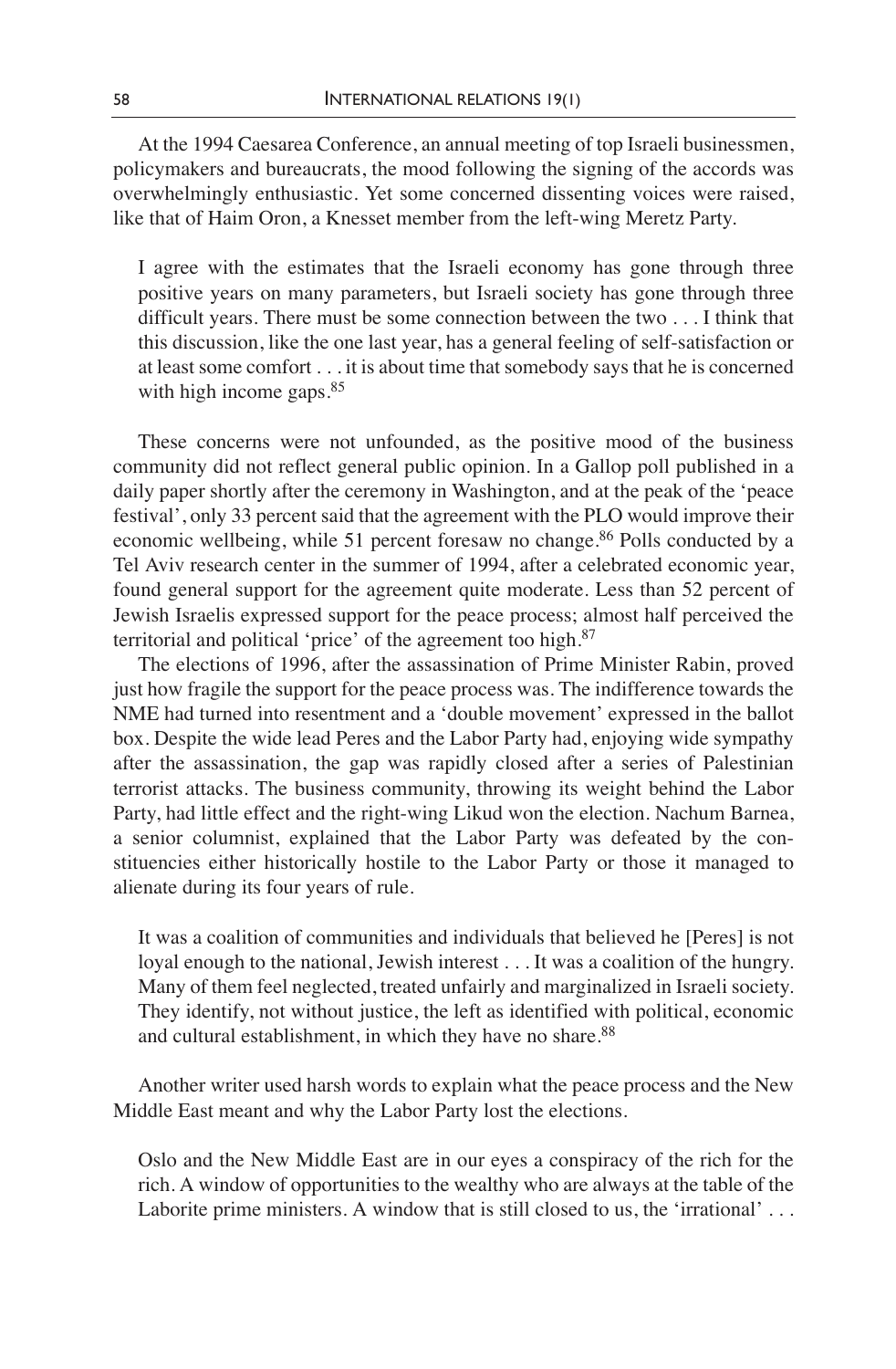At the 1994 Caesarea Conference, an annual meeting of top Israeli businessmen, policymakers and bureaucrats, the mood following the signing of the accords was overwhelmingly enthusiastic. Yet some concerned dissenting voices were raised, like that of Haim Oron, a Knesset member from the left-wing Meretz Party.

> I agree with the estimates that the Israeli economy has gone through three positive years on many parameters, but Israeli society has gone through three difficult years. There must be some connection between the two . . . I think that this discussion, like the one last year, has a general feeling of self-satisfaction or at least some comfort . . . it is about time that somebody says that he is concerned with high income gaps.[85]

These concerns were not unfounded, as the positive mood of the business community did not reflect general public opinion. In a Gallop poll published in a daily paper shortly after the ceremony in Washington, and at the peak of the 'peace festival', only 33 percent said that the agreement with the PLO would improve their economic wellbeing, while 51 percent foresaw no change.[86] Polls conducted by a Tel Aviv research center in the summer of 1994, after a celebrated economic year, found general support for the agreement quite moderate. Less than 52 percent of Jewish Israelis expressed support for the peace process; almost half perceived the territorial and political 'price' of the agreement too high.[87]

The elections of 1996, after the assassination of Prime Minister Rabin, proved just how fragile the support for the peace process was. The indifference towards the NME had turned into resentment and a 'double movement' expressed in the ballot box. Despite the wide lead Peres and the Labor Party had, enjoying wide sympathy after the assassination, the gap was rapidly closed after a series of Palestinian terrorist attacks. The business community, throwing its weight behind the Labor Party, had little effect and the right-wing Likud won the election. Nachum Barnea, a senior columnist, explained that the Labor Party was defeated by the constituencies either historically hostile to the Labor Party or those it managed to alienate during its four years of rule.

> It was a coalition of communities and individuals that believed he [Peres] is not loyal enough to the national, Jewish interest . . . It was a coalition of the hungry. Many of them feel neglected, treated unfairly and marginalized in Israeli society. They identify, not without justice, the left as identified with political, economic and cultural establishment, in which they have no share.[88]

Another writer used harsh words to explain what the peace process and the New Middle East meant and why the Labor Party lost the elections.

> Oslo and the New Middle East are in our eyes a conspiracy of the rich for the rich. A window of opportunities to the wealthy who are always at the table of the Laborite prime ministers. A window that is still closed to us, the 'irrational' . . .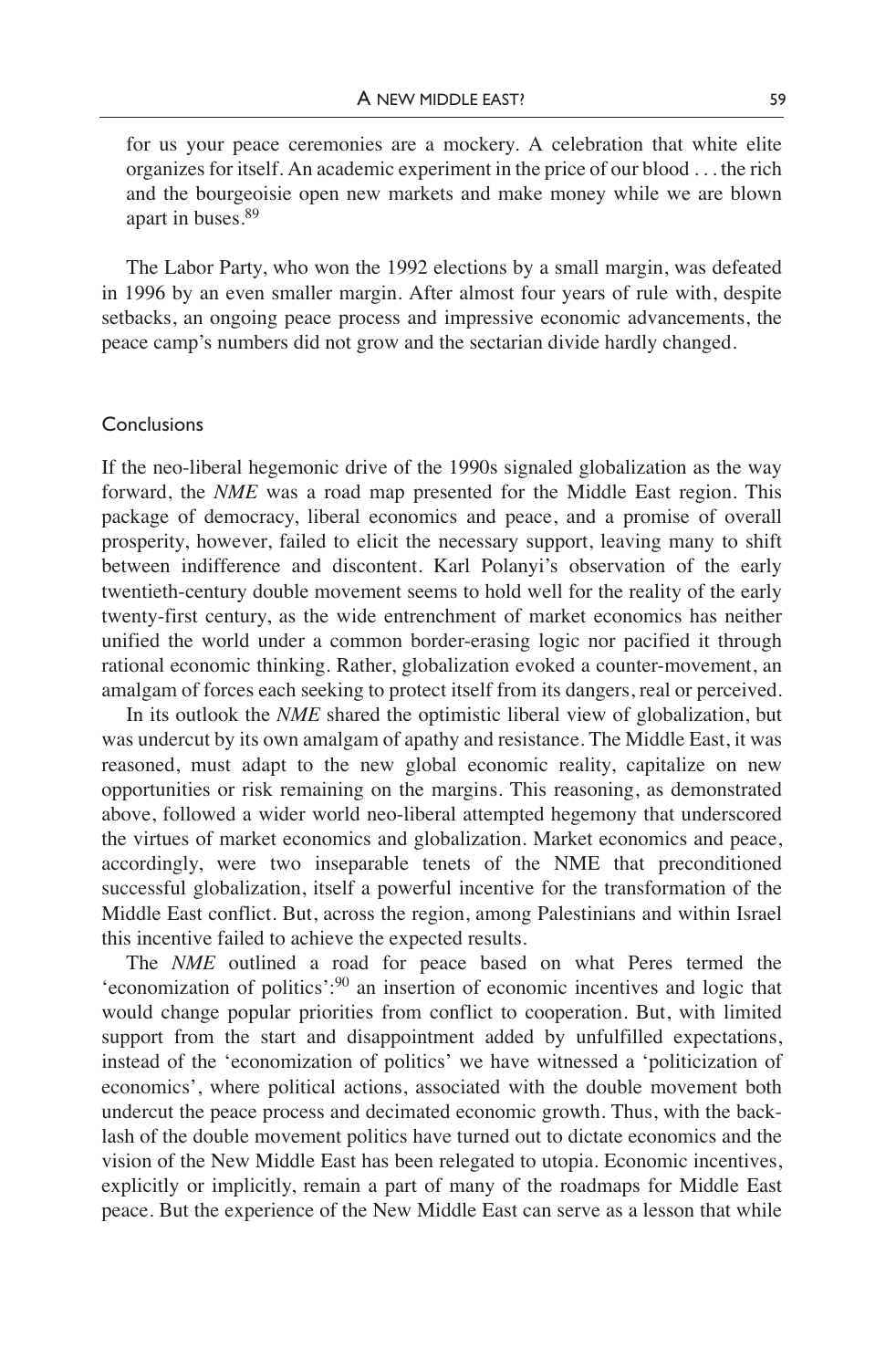> for us your peace ceremonies are a mockery. A celebration that white elite organizes for itself. An academic experiment in the price of our blood . . . the rich and the bourgeoisie open new markets and make money while we are blown apart in buses.[89]

The Labor Party, who won the 1992 elections by a small margin, was defeated in 1996 by an even smaller margin. After almost four years of rule with, despite setbacks, an ongoing peace process and impressive economic advancements, the peace camp's numbers did not grow and the sectarian divide hardly changed.

## Conclusions

If the neo-liberal hegemonic drive of the 1990s signaled globalization as the way forward, the *NME* was a road map presented for the Middle East region. This package of democracy, liberal economics and peace, and a promise of overall prosperity, however, failed to elicit the necessary support, leaving many to shift between indifference and discontent. Karl Polanyi's observation of the early twentieth-century double movement seems to hold well for the reality of the early twenty-first century, as the wide entrenchment of market economics has neither unified the world under a common border-erasing logic nor pacified it through rational economic thinking. Rather, globalization evoked a counter-movement, an amalgam of forces each seeking to protect itself from its dangers, real or perceived.

In its outlook the *NME* shared the optimistic liberal view of globalization, but was undercut by its own amalgam of apathy and resistance. The Middle East, it was reasoned, must adapt to the new global economic reality, capitalize on new opportunities or risk remaining on the margins. This reasoning, as demonstrated above, followed a wider world neo-liberal attempted hegemony that underscored the virtues of market economics and globalization. Market economics and peace, accordingly, were two inseparable tenets of the NME that preconditioned successful globalization, itself a powerful incentive for the transformation of the Middle East conflict. But, across the region, among Palestinians and within Israel this incentive failed to achieve the expected results.

The *NME* outlined a road for peace based on what Peres termed the 'economization of politics':[90] an insertion of economic incentives and logic that would change popular priorities from conflict to cooperation. But, with limited support from the start and disappointment added by unfulfilled expectations, instead of the 'economization of politics' we have witnessed a 'politicization of economics', where political actions, associated with the double movement both undercut the peace process and decimated economic growth. Thus, with the backlash of the double movement politics have turned out to dictate economics and the vision of the New Middle East has been relegated to utopia. Economic incentives, explicitly or implicitly, remain a part of many of the roadmaps for Middle East peace. But the experience of the New Middle East can serve as a lesson that while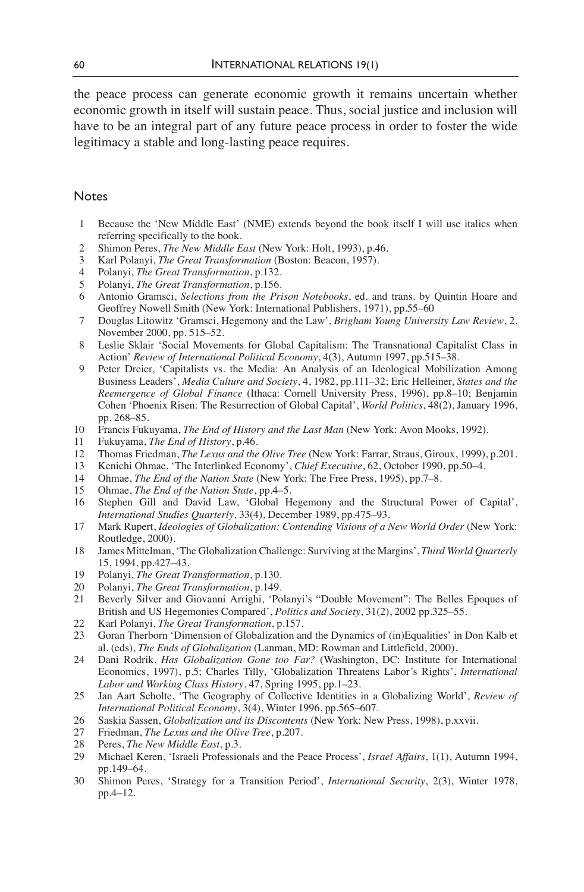the peace process can generate economic growth it remains uncertain whether economic growth in itself will sustain peace. Thus, social justice and inclusion will have to be an integral part of any future peace process in order to foster the wide legitimacy a stable and long-lasting peace requires.

## Notes

1. Because the 'New Middle East' (NME) extends beyond the book itself I will use italics when referring specifically to the book.
2. Shimon Peres, *The New Middle East* (New York: Holt, 1993), p.46.
3. Karl Polanyi, *The Great Transformation* (Boston: Beacon, 1957).
4. Polanyi, *The Great Transformation*, p.132.
5. Polanyi, *The Great Transformation*, p.156.
6. Antonio Gramsci, *Selections from the Prison Notebooks*, ed. and trans. by Quintin Hoare and Geoffrey Nowell Smith (New York: International Publishers, 1971), pp.55–60
7. Douglas Litowitz 'Gramsci, Hegemony and the Law', *Brigham Young University Law Review*, 2, November 2000, pp. 515–52.
8. Leslie Sklair 'Social Movements for Global Capitalism: The Transnational Capitalist Class in Action' *Review of International Political Economy*, 4(3), Autumn 1997, pp.515–38.
9. Peter Dreier, 'Capitalists vs. the Media: An Analysis of an Ideological Mobilization Among Business Leaders', *Media Culture and Society*, 4, 1982, pp.111–32; Eric Helleiner, *States and the Reemergence of Global Finance* (Ithaca: Cornell University Press, 1996), pp.8–10; Benjamin Cohen 'Phoenix Risen: The Resurrection of Global Capital', *World Politics*, 48(2), January 1996, pp. 268–85.
10. Francis Fukuyama, *The End of History and the Last Man* (New York: Avon Mooks, 1992).
11. Fukuyama, *The End of History*, p.46.
12. Thomas Friedman, *The Lexus and the Olive Tree* (New York: Farrar, Straus, Giroux, 1999), p.201.
13. Kenichi Ohmae, 'The Interlinked Economy', *Chief Executive*, 62, October 1990, pp.50–4.
14. Ohmae, *The End of the Nation State* (New York: The Free Press, 1995), pp.7–8.
15. Ohmae, *The End of the Nation State*, pp.4–5.
16. Stephen Gill and David Law, 'Global Hegemony and the Structural Power of Capital', *International Studies Quarterly*, 33(4), December 1989, pp.475–93.
17. Mark Rupert, *Ideologies of Globalization: Contending Visions of a New World Order* (New York: Routledge, 2000).
18. James Mittelman, 'The Globalization Challenge: Surviving at the Margins', *Third World Quarterly* 15, 1994, pp.427–43.
19. Polanyi, *The Great Transformation*, p.130.
20. Polanyi, *The Great Transformation*, p.149.
21. Beverly Silver and Giovanni Arrighi, 'Polanyi's "Double Movement": The Belles Epoques of British and US Hegemonies Compared', *Politics and Society*, 31(2), 2002 pp.325–55.
22. Karl Polanyi, *The Great Transformation*, p.157.
23. Goran Therborn 'Dimension of Globalization and the Dynamics of (in)Equalities' in Don Kalb et al. (eds), *The Ends of Globalization* (Lanman, MD: Rowman and Littlefield, 2000).
24. Dani Rodrik, *Has Globalization Gone too Far?* (Washington, DC: Institute for International Economics, 1997), p.5; Charles Tilly, 'Globalization Threatens Labor's Rights', *International Labor and Working Class History*, 47, Spring 1995, pp.1–23.
25. Jan Aart Scholte, 'The Geography of Collective Identities in a Globalizing World', *Review of International Political Economy*, 3(4), Winter 1996, pp.565–607.
26. Saskia Sassen, *Globalization and its Discontents* (New York: New Press, 1998), p.xxvii.
27. Friedman, *The Lexus and the Olive Tree*, p.207.
28. Peres, *The New Middle East*, p.3.
29. Michael Keren, 'Israeli Professionals and the Peace Process', *Israel Affairs*, 1(1), Autumn 1994, pp.149–64.
30. Shimon Peres, 'Strategy for a Transition Period', *International Security*, 2(3), Winter 1978, pp.4–12.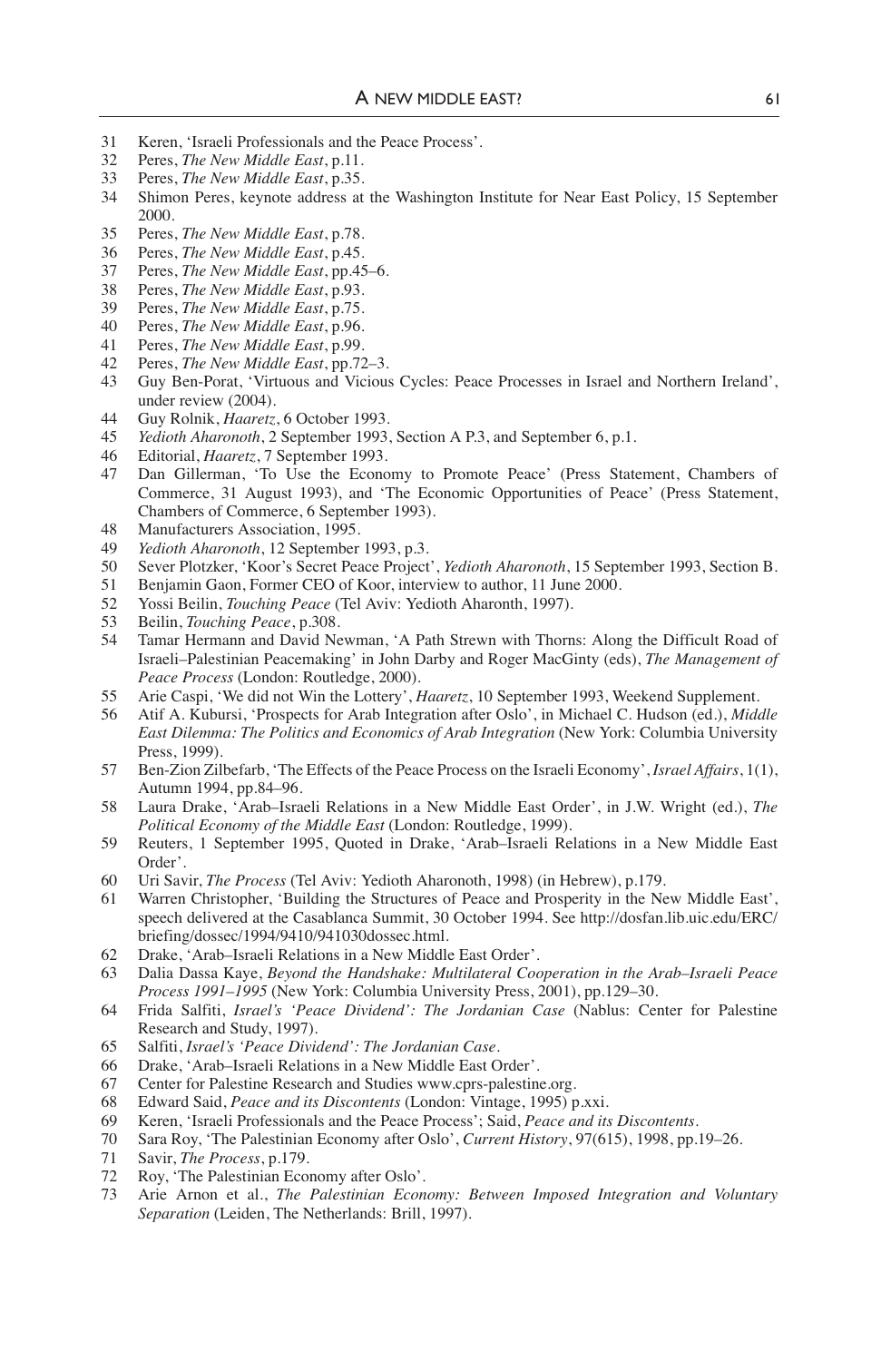31 Keren, 'Israeli Professionals and the Peace Process'.
32 Peres, *The New Middle East*, p.11.
33 Peres, *The New Middle East*, p.35.
34 Shimon Peres, keynote address at the Washington Institute for Near East Policy, 15 September 2000.
35 Peres, *The New Middle East*, p.78.
36 Peres, *The New Middle East*, p.45.
37 Peres, *The New Middle East*, pp.45–6.
38 Peres, *The New Middle East*, p.93.
39 Peres, *The New Middle East*, p.75.
40 Peres, *The New Middle East*, p.96.
41 Peres, *The New Middle East*, p.99.
42 Peres, *The New Middle East*, pp.72–3.
43 Guy Ben-Porat, 'Virtuous and Vicious Cycles: Peace Processes in Israel and Northern Ireland', under review (2004).
44 Guy Rolnik, *Haaretz*, 6 October 1993.
45 *Yedioth Aharonoth*, 2 September 1993, Section A P.3, and September 6, p.1.
46 Editorial, *Haaretz*, 7 September 1993.
47 Dan Gillerman, 'To Use the Economy to Promote Peace' (Press Statement, Chambers of Commerce, 31 August 1993), and 'The Economic Opportunities of Peace' (Press Statement, Chambers of Commerce, 6 September 1993).
48 Manufacturers Association, 1995.
49 *Yedioth Aharonoth*, 12 September 1993, p.3.
50 Sever Plotzker, 'Koor's Secret Peace Project', *Yedioth Aharonoth*, 15 September 1993, Section B.
51 Benjamin Gaon, Former CEO of Koor, interview to author, 11 June 2000.
52 Yossi Beilin, *Touching Peace* (Tel Aviv: Yedioth Aharonth, 1997).
53 Beilin, *Touching Peace*, p.308.
54 Tamar Hermann and David Newman, 'A Path Strewn with Thorns: Along the Difficult Road of Israeli–Palestinian Peacemaking' in John Darby and Roger MacGinty (eds), *The Management of Peace Process* (London: Routledge, 2000).
55 Arie Caspi, 'We did not Win the Lottery', *Haaretz*, 10 September 1993, Weekend Supplement.
56 Atif A. Kubursi, 'Prospects for Arab Integration after Oslo', in Michael C. Hudson (ed.), *Middle East Dilemma: The Politics and Economics of Arab Integration* (New York: Columbia University Press, 1999).
57 Ben-Zion Zilbefarb, 'The Effects of the Peace Process on the Israeli Economy', *Israel Affairs*, 1(1), Autumn 1994, pp.84–96.
58 Laura Drake, 'Arab–Israeli Relations in a New Middle East Order', in J.W. Wright (ed.), *The Political Economy of the Middle East* (London: Routledge, 1999).
59 Reuters, 1 September 1995, Quoted in Drake, 'Arab–Israeli Relations in a New Middle East Order'.
60 Uri Savir, *The Process* (Tel Aviv: Yedioth Aharonoth, 1998) (in Hebrew), p.179.
61 Warren Christopher, 'Building the Structures of Peace and Prosperity in the New Middle East', speech delivered at the Casablanca Summit, 30 October 1994. See http://dosfan.lib.uic.edu/ERC/briefing/dossec/1994/9410/941030dossec.html.
62 Drake, 'Arab–Israeli Relations in a New Middle East Order'.
63 Dalia Dassa Kaye, *Beyond the Handshake: Multilateral Cooperation in the Arab–Israeli Peace Process 1991–1995* (New York: Columbia University Press, 2001), pp.129–30.
64 Frida Salfiti, *Israel's 'Peace Dividend': The Jordanian Case* (Nablus: Center for Palestine Research and Study, 1997).
65 Salfiti, *Israel's 'Peace Dividend': The Jordanian Case*.
66 Drake, 'Arab–Israeli Relations in a New Middle East Order'.
67 Center for Palestine Research and Studies www.cprs-palestine.org.
68 Edward Said, *Peace and its Discontents* (London: Vintage, 1995) p.xxi.
69 Keren, 'Israeli Professionals and the Peace Process'; Said, *Peace and its Discontents*.
70 Sara Roy, 'The Palestinian Economy after Oslo', *Current History*, 97(615), 1998, pp.19–26.
71 Savir, *The Process*, p.179.
72 Roy, 'The Palestinian Economy after Oslo'.
73 Arie Arnon et al., *The Palestinian Economy: Between Imposed Integration and Voluntary Separation* (Leiden, The Netherlands: Brill, 1997).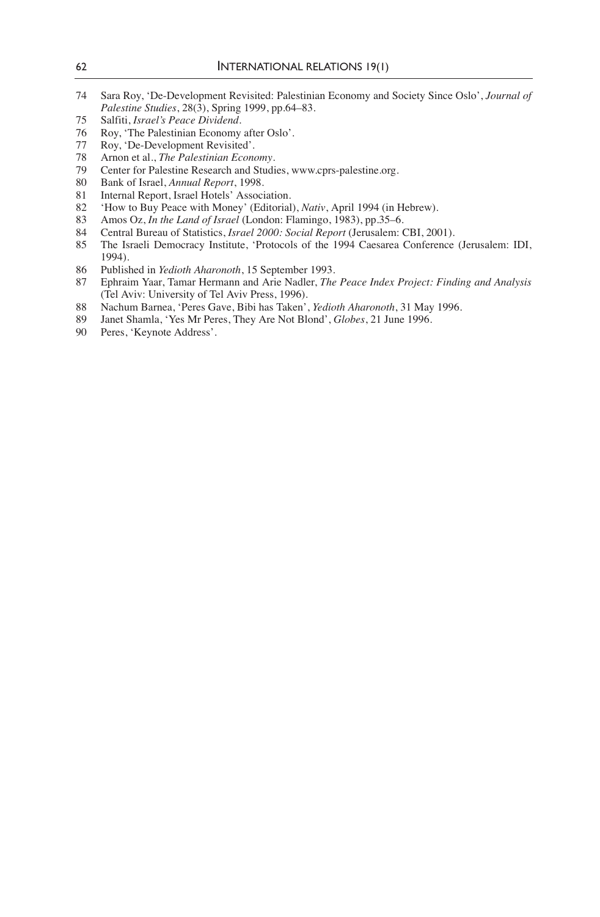74 Sara Roy, 'De-Development Revisited: Palestinian Economy and Society Since Oslo', *Journal of Palestine Studies*, 28(3), Spring 1999, pp.64–83.

75 Salfiti, *Israel's Peace Dividend*.

76 Roy, 'The Palestinian Economy after Oslo'.

77 Roy, 'De-Development Revisited'.

78 Arnon et al., *The Palestinian Economy*.

79 Center for Palestine Research and Studies, www.cprs-palestine.org.

80 Bank of Israel, *Annual Report*, 1998.

81 Internal Report, Israel Hotels' Association.

82 'How to Buy Peace with Money' (Editorial), *Nativ*, April 1994 (in Hebrew).

83 Amos Oz, *In the Land of Israel* (London: Flamingo, 1983), pp.35–6.

84 Central Bureau of Statistics, *Israel 2000: Social Report* (Jerusalem: CBI, 2001).

85 The Israeli Democracy Institute, 'Protocols of the 1994 Caesarea Conference (Jerusalem: IDI, 1994).

86 Published in *Yedioth Aharonoth*, 15 September 1993.

87 Ephraim Yaar, Tamar Hermann and Arie Nadler, *The Peace Index Project: Finding and Analysis* (Tel Aviv: University of Tel Aviv Press, 1996).

88 Nachum Barnea, 'Peres Gave, Bibi has Taken', *Yedioth Aharonoth*, 31 May 1996.

89 Janet Shamla, 'Yes Mr Peres, They Are Not Blond', *Globes*, 21 June 1996.

90 Peres, 'Keynote Address'.